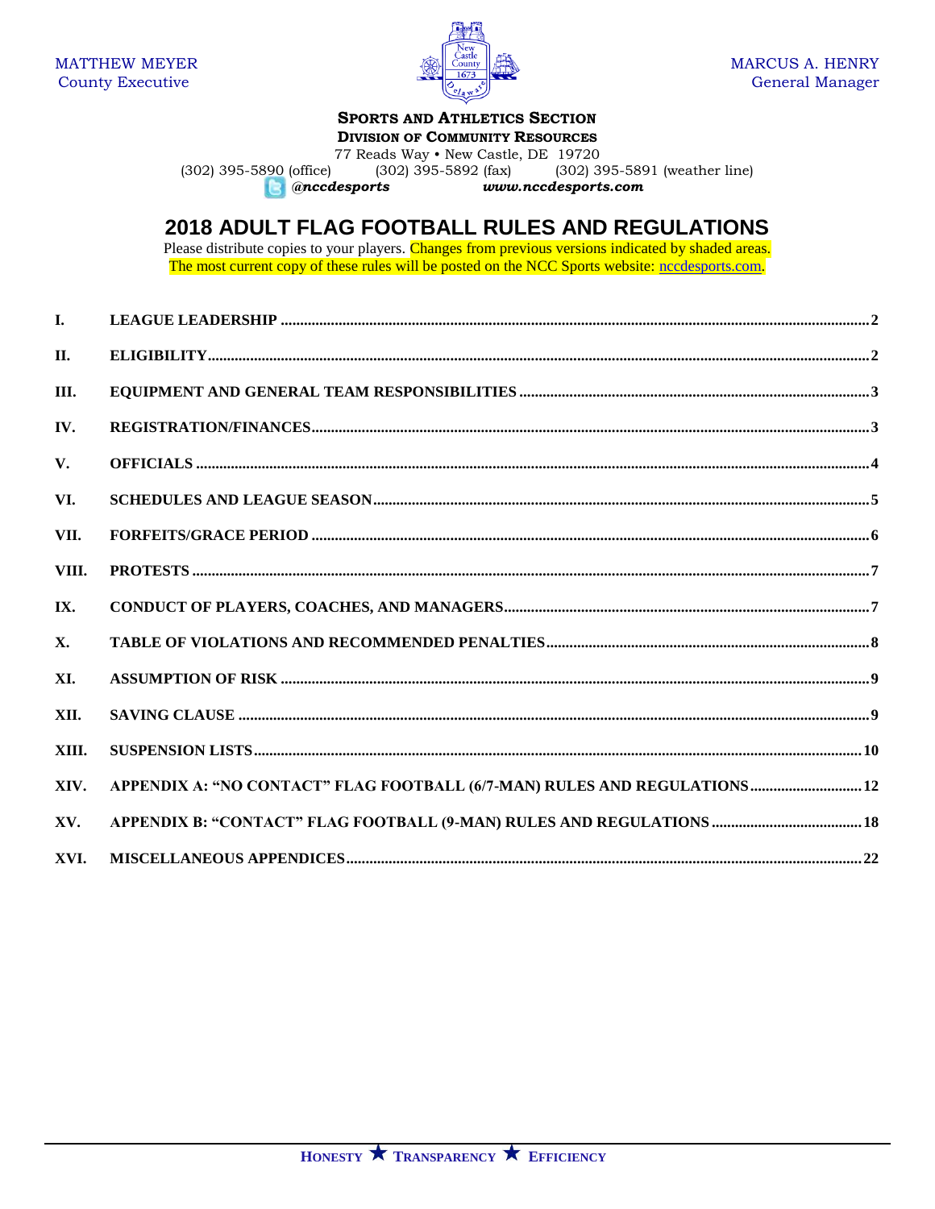MATTHEW MEYER
County Executive

MARCUS A. HENRY
General Manager

**SPORTS AND ATHLETICS SECTION**
**DIVISION OF COMMUNITY RESOURCES**
77 Reads Way • New Castle, DE 19720
(302) 395-5890 (office) (302) 395-5892 (fax) (302) 395-5891 (weather line)
*@nccdesports* *www.nccdesports.com*

# 2018 ADULT FLAG FOOTBALL RULES AND REGULATIONS

Please distribute copies to your players. Changes from previous versions indicated by shaded areas.
The most current copy of these rules will be posted on the NCC Sports website: nccdesports.com.

| | | |
|---|---|---|
| **I.** | **LEAGUE LEADERSHIP** | **2** |
| **II.** | **ELIGIBILITY** | **2** |
| **III.** | **EQUIPMENT AND GENERAL TEAM RESPONSIBILITIES** | **3** |
| **IV.** | **REGISTRATION/FINANCES** | **3** |
| **V.** | **OFFICIALS** | **4** |
| **VI.** | **SCHEDULES AND LEAGUE SEASON** | **5** |
| **VII.** | **FORFEITS/GRACE PERIOD** | **6** |
| **VIII.** | **PROTESTS** | **7** |
| **IX.** | **CONDUCT OF PLAYERS, COACHES, AND MANAGERS** | **7** |
| **X.** | **TABLE OF VIOLATIONS AND RECOMMENDED PENALTIES** | **8** |
| **XI.** | **ASSUMPTION OF RISK** | **9** |
| **XII.** | **SAVING CLAUSE** | **9** |
| **XIII.** | **SUSPENSION LISTS** | **10** |
| **XIV.** | **APPENDIX A: "NO CONTACT" FLAG FOOTBALL (6/7-MAN) RULES AND REGULATIONS** | **12** |
| **XV.** | **APPENDIX B: "CONTACT" FLAG FOOTBALL (9-MAN) RULES AND REGULATIONS** | **18** |
| **XVI.** | **MISCELLANEOUS APPENDICES** | **22** |

HONESTY ★ TRANSPARENCY ★ EFFICIENCY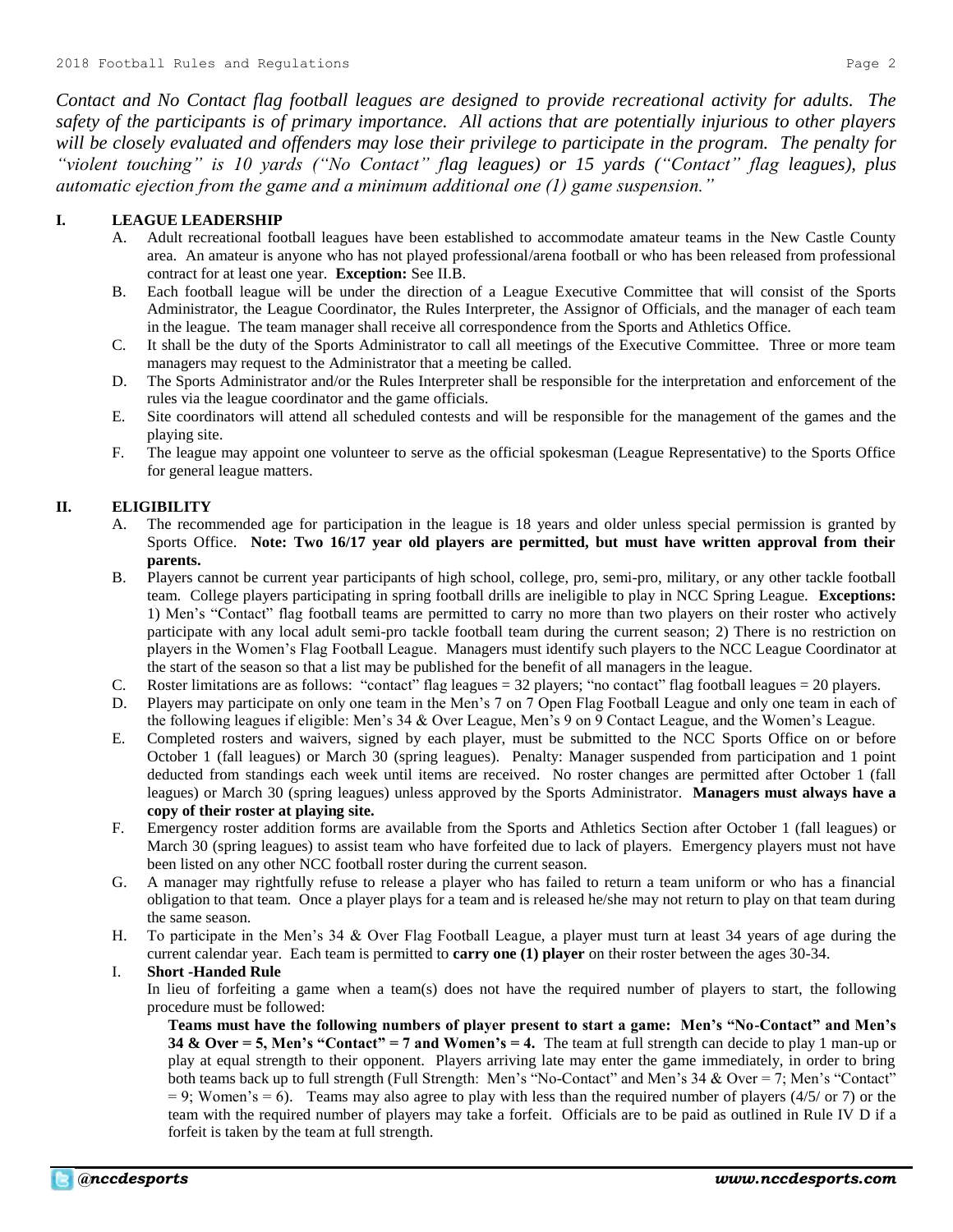*Contact and No Contact flag football leagues are designed to provide recreational activity for adults. The safety of the participants is of primary importance. All actions that are potentially injurious to other players will be closely evaluated and offenders may lose their privilege to participate in the program. The penalty for "violent touching" is 10 yards ("No Contact" flag leagues) or 15 yards ("Contact" flag leagues), plus automatic ejection from the game and a minimum additional one (1) game suspension."*

## I. LEAGUE LEADERSHIP

A. Adult recreational football leagues have been established to accommodate amateur teams in the New Castle County area. An amateur is anyone who has not played professional/arena football or who has been released from professional contract for at least one year. **Exception:** See II.B.

B. Each football league will be under the direction of a League Executive Committee that will consist of the Sports Administrator, the League Coordinator, the Rules Interpreter, the Assignor of Officials, and the manager of each team in the league. The team manager shall receive all correspondence from the Sports and Athletics Office.

C. It shall be the duty of the Sports Administrator to call all meetings of the Executive Committee. Three or more team managers may request to the Administrator that a meeting be called.

D. The Sports Administrator and/or the Rules Interpreter shall be responsible for the interpretation and enforcement of the rules via the league coordinator and the game officials.

E. Site coordinators will attend all scheduled contests and will be responsible for the management of the games and the playing site.

F. The league may appoint one volunteer to serve as the official spokesman (League Representative) to the Sports Office for general league matters.

## II. ELIGIBILITY

A. The recommended age for participation in the league is 18 years and older unless special permission is granted by Sports Office. **Note: Two 16/17 year old players are permitted, but must have written approval from their parents.**

B. Players cannot be current year participants of high school, college, pro, semi-pro, military, or any other tackle football team. College players participating in spring football drills are ineligible to play in NCC Spring League. **Exceptions:** 1) Men's "Contact" flag football teams are permitted to carry no more than two players on their roster who actively participate with any local adult semi-pro tackle football team during the current season; 2) There is no restriction on players in the Women's Flag Football League. Managers must identify such players to the NCC League Coordinator at the start of the season so that a list may be published for the benefit of all managers in the league.

C. Roster limitations are as follows: "contact" flag leagues = 32 players; "no contact" flag football leagues = 20 players.

D. Players may participate on only one team in the Men's 7 on 7 Open Flag Football League and only one team in each of the following leagues if eligible: Men's 34 & Over League, Men's 9 on 9 Contact League, and the Women's League.

E. Completed rosters and waivers, signed by each player, must be submitted to the NCC Sports Office on or before October 1 (fall leagues) or March 30 (spring leagues). Penalty: Manager suspended from participation and 1 point deducted from standings each week until items are received. No roster changes are permitted after October 1 (fall leagues) or March 30 (spring leagues) unless approved by the Sports Administrator. **Managers must always have a copy of their roster at playing site.**

F. Emergency roster addition forms are available from the Sports and Athletics Section after October 1 (fall leagues) or March 30 (spring leagues) to assist team who have forfeited due to lack of players. Emergency players must not have been listed on any other NCC football roster during the current season.

G. A manager may rightfully refuse to release a player who has failed to return a team uniform or who has a financial obligation to that team. Once a player plays for a team and is released he/she may not return to play on that team during the same season.

H. To participate in the Men's 34 & Over Flag Football League, a player must turn at least 34 years of age during the current calendar year. Each team is permitted to **carry one (1) player** on their roster between the ages 30-34.

I. **Short -Handed Rule**

In lieu of forfeiting a game when a team(s) does not have the required number of players to start, the following procedure must be followed:

**Teams must have the following numbers of player present to start a game: Men's "No-Contact" and Men's 34 & Over = 5, Men's "Contact" = 7 and Women's = 4.** The team at full strength can decide to play 1 man-up or play at equal strength to their opponent. Players arriving late may enter the game immediately, in order to bring both teams back up to full strength (Full Strength: Men's "No-Contact" and Men's 34 & Over = 7; Men's "Contact" = 9; Women's = 6). Teams may also agree to play with less than the required number of players (4/5/ or 7) or the team with the required number of players may take a forfeit. Officials are to be paid as outlined in Rule IV D if a forfeit is taken by the team at full strength.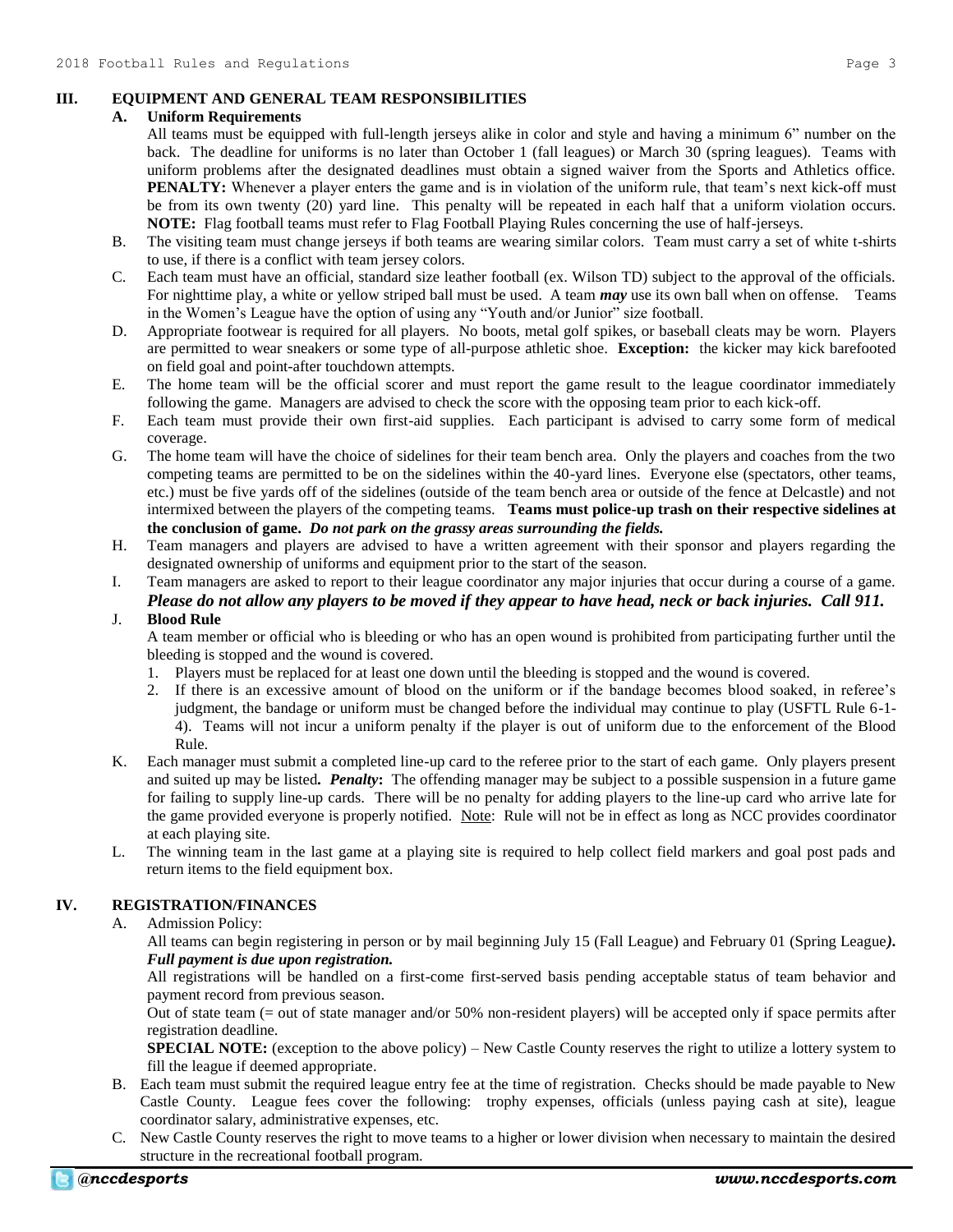## III. EQUIPMENT AND GENERAL TEAM RESPONSIBILITIES

**A. Uniform Requirements**

All teams must be equipped with full-length jerseys alike in color and style and having a minimum 6" number on the back. The deadline for uniforms is no later than October 1 (fall leagues) or March 30 (spring leagues). Teams with uniform problems after the designated deadlines must obtain a signed waiver from the Sports and Athletics office. **PENALTY:** Whenever a player enters the game and is in violation of the uniform rule, that team's next kick-off must be from its own twenty (20) yard line. This penalty will be repeated in each half that a uniform violation occurs. **NOTE:** Flag football teams must refer to Flag Football Playing Rules concerning the use of half-jerseys.

B. The visiting team must change jerseys if both teams are wearing similar colors. Team must carry a set of white t-shirts to use, if there is a conflict with team jersey colors.

C. Each team must have an official, standard size leather football (ex. Wilson TD) subject to the approval of the officials. For nighttime play, a white or yellow striped ball must be used. A team ***may*** use its own ball when on offense. Teams in the Women's League have the option of using any "Youth and/or Junior" size football.

D. Appropriate footwear is required for all players. No boots, metal golf spikes, or baseball cleats may be worn. Players are permitted to wear sneakers or some type of all-purpose athletic shoe. **Exception:** the kicker may kick barefooted on field goal and point-after touchdown attempts.

E. The home team will be the official scorer and must report the game result to the league coordinator immediately following the game. Managers are advised to check the score with the opposing team prior to each kick-off.

F. Each team must provide their own first-aid supplies. Each participant is advised to carry some form of medical coverage.

G. The home team will have the choice of sidelines for their team bench area. Only the players and coaches from the two competing teams are permitted to be on the sidelines within the 40-yard lines. Everyone else (spectators, other teams, etc.) must be five yards off of the sidelines (outside of the team bench area or outside of the fence at Delcastle) and not intermixed between the players of the competing teams. **Teams must police-up trash on their respective sidelines at the conclusion of game.** ***Do not park on the grassy areas surrounding the fields.***

H. Team managers and players are advised to have a written agreement with their sponsor and players regarding the designated ownership of uniforms and equipment prior to the start of the season.

I. Team managers are asked to report to their league coordinator any major injuries that occur during a course of a game. ***Please do not allow any players to be moved if they appear to have head, neck or back injuries. Call 911.***

J. **Blood Rule**

A team member or official who is bleeding or who has an open wound is prohibited from participating further until the bleeding is stopped and the wound is covered.

1. Players must be replaced for at least one down until the bleeding is stopped and the wound is covered.
2. If there is an excessive amount of blood on the uniform or if the bandage becomes blood soaked, in referee's judgment, the bandage or uniform must be changed before the individual may continue to play (USFTL Rule 6-1-4). Teams will not incur a uniform penalty if the player is out of uniform due to the enforcement of the Blood Rule.

K. Each manager must submit a completed line-up card to the referee prior to the start of each game. Only players present and suited up may be listed***.*** ***Penalty*****:** The offending manager may be subject to a possible suspension in a future game for failing to supply line-up cards. There will be no penalty for adding players to the line-up card who arrive late for the game provided everyone is properly notified. Note: Rule will not be in effect as long as NCC provides coordinator at each playing site.

L. The winning team in the last game at a playing site is required to help collect field markers and goal post pads and return items to the field equipment box.

## IV. REGISTRATION/FINANCES

A. Admission Policy:

All teams can begin registering in person or by mail beginning July 15 (Fall League) and February 01 (Spring League***).*** ***Full payment is due upon registration.***

All registrations will be handled on a first-come first-served basis pending acceptable status of team behavior and payment record from previous season.

Out of state team (= out of state manager and/or 50% non-resident players) will be accepted only if space permits after registration deadline.

**SPECIAL NOTE:** (exception to the above policy) – New Castle County reserves the right to utilize a lottery system to fill the league if deemed appropriate.

B. Each team must submit the required league entry fee at the time of registration. Checks should be made payable to New Castle County. League fees cover the following: trophy expenses, officials (unless paying cash at site), league coordinator salary, administrative expenses, etc.

C. New Castle County reserves the right to move teams to a higher or lower division when necessary to maintain the desired structure in the recreational football program.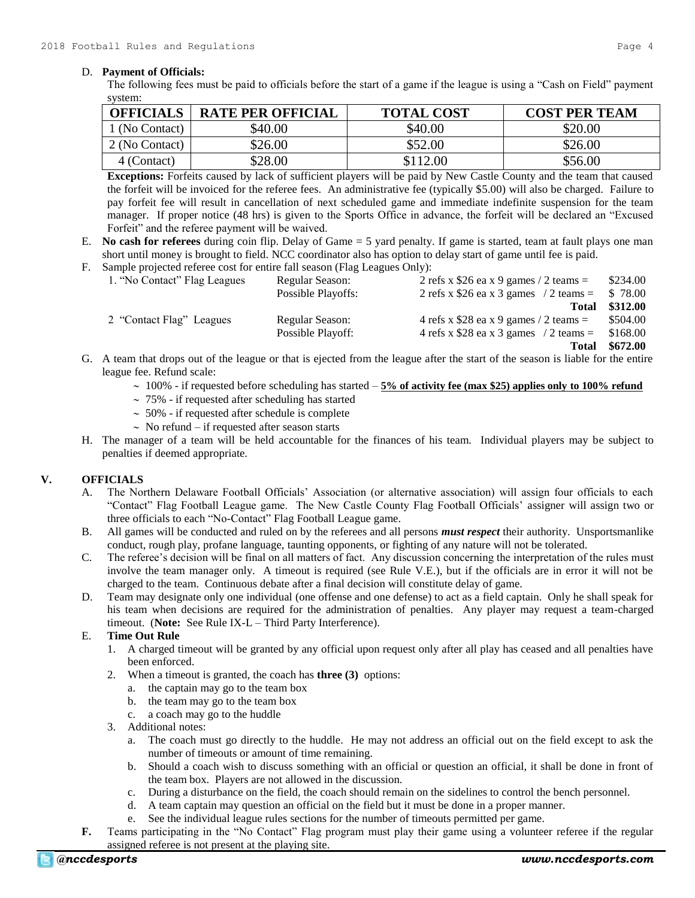D. **Payment of Officials:**

The following fees must be paid to officials before the start of a game if the league is using a "Cash on Field" payment system:

| OFFICIALS | RATE PER OFFICIAL | TOTAL COST | COST PER TEAM |
|---|---|---|---|
| 1 (No Contact) | $40.00 | $40.00 | $20.00 |
| 2 (No Contact) | $26.00 | $52.00 | $26.00 |
| 4 (Contact) | $28.00 | $112.00 | $56.00 |

**Exceptions:** Forfeits caused by lack of sufficient players will be paid by New Castle County and the team that caused the forfeit will be invoiced for the referee fees. An administrative fee (typically $5.00) will also be charged. Failure to pay forfeit fee will result in cancellation of next scheduled game and immediate indefinite suspension for the team manager. If proper notice (48 hrs) is given to the Sports Office in advance, the forfeit will be declared an "Excused Forfeit" and the referee payment will be waived.

E. **No cash for referees** during coin flip. Delay of Game = 5 yard penalty. If game is started, team at fault plays one man short until money is brought to field. NCC coordinator also has option to delay start of game until fee is paid.

F. Sample projected referee cost for entire fall season (Flag Leagues Only):

| | | | |
|---|---|---|---|
| 1. "No Contact" Flag Leagues | Regular Season: | 2 refs x $26 ea x 9 games / 2 teams = | $234.00 |
| | Possible Playoffs: | 2 refs x $26 ea x 3 games / 2 teams = | $ 78.00 |
| | | **Total** | **$312.00** |
| 2 "Contact Flag" Leagues | Regular Season: | 4 refs x $28 ea x 9 games / 2 teams = | $504.00 |
| | Possible Playoff: | 4 refs x $28 ea x 3 games / 2 teams = | $168.00 |
| | | **Total** | **$672.00** |

G. A team that drops out of the league or that is ejected from the league after the start of the season is liable for the entire league fee. Refund scale:

- 100% - if requested before scheduling has started – **5% of activity fee (max $25) applies only to 100% refund**
- 75% - if requested after scheduling has started
- 50% - if requested after schedule is complete
- No refund – if requested after season starts

H. The manager of a team will be held accountable for the finances of his team. Individual players may be subject to penalties if deemed appropriate.

## V. OFFICIALS

A. The Northern Delaware Football Officials' Association (or alternative association) will assign four officials to each "Contact" Flag Football League game. The New Castle County Flag Football Officials' assigner will assign two or three officials to each "No-Contact" Flag Football League game.

B. All games will be conducted and ruled on by the referees and all persons ***must respect*** their authority. Unsportsmanlike conduct, rough play, profane language, taunting opponents, or fighting of any nature will not be tolerated.

C. The referee's decision will be final on all matters of fact. Any discussion concerning the interpretation of the rules must involve the team manager only. A timeout is required (see Rule V.E.), but if the officials are in error it will not be charged to the team. Continuous debate after a final decision will constitute delay of game.

D. Team may designate only one individual (one offense and one defense) to act as a field captain. Only he shall speak for his team when decisions are required for the administration of penalties. Any player may request a team-charged timeout. (**Note:** See Rule IX-L – Third Party Interference).

E. **Time Out Rule**

1. A charged timeout will be granted by any official upon request only after all play has ceased and all penalties have been enforced.
2. When a timeout is granted, the coach has **three (3)** options:
   a. the captain may go to the team box
   b. the team may go to the team box
   c. a coach may go to the huddle
3. Additional notes:
   a. The coach must go directly to the huddle. He may not address an official out on the field except to ask the number of timeouts or amount of time remaining.
   b. Should a coach wish to discuss something with an official or question an official, it shall be done in front of the team box. Players are not allowed in the discussion.
   c. During a disturbance on the field, the coach should remain on the sidelines to control the bench personnel.
   d. A team captain may question an official on the field but it must be done in a proper manner.
   e. See the individual league rules sections for the number of timeouts permitted per game.

**F.** Teams participating in the "No Contact" Flag program must play their game using a volunteer referee if the regular assigned referee is not present at the playing site.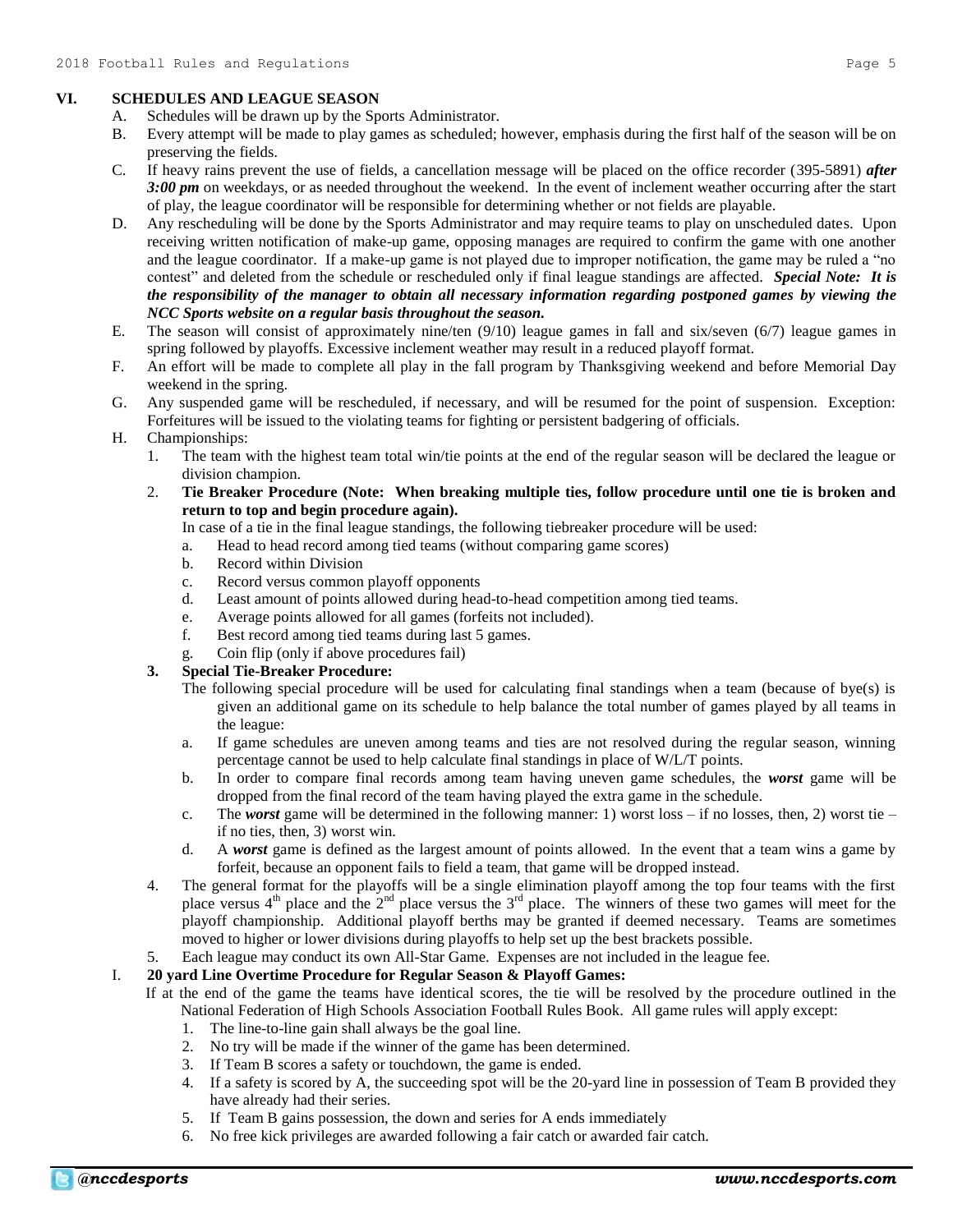## VI. SCHEDULES AND LEAGUE SEASON

A. Schedules will be drawn up by the Sports Administrator.

B. Every attempt will be made to play games as scheduled; however, emphasis during the first half of the season will be on preserving the fields.

C. If heavy rains prevent the use of fields, a cancellation message will be placed on the office recorder (395-5891) ***after 3:00 pm*** on weekdays, or as needed throughout the weekend. In the event of inclement weather occurring after the start of play, the league coordinator will be responsible for determining whether or not fields are playable.

D. Any rescheduling will be done by the Sports Administrator and may require teams to play on unscheduled dates. Upon receiving written notification of make-up game, opposing manages are required to confirm the game with one another and the league coordinator. If a make-up game is not played due to improper notification, the game may be ruled a "no contest" and deleted from the schedule or rescheduled only if final league standings are affected. ***Special Note: It is the responsibility of the manager to obtain all necessary information regarding postponed games by viewing the NCC Sports website on a regular basis throughout the season.***

E. The season will consist of approximately nine/ten (9/10) league games in fall and six/seven (6/7) league games in spring followed by playoffs. Excessive inclement weather may result in a reduced playoff format.

F. An effort will be made to complete all play in the fall program by Thanksgiving weekend and before Memorial Day weekend in the spring.

G. Any suspended game will be rescheduled, if necessary, and will be resumed for the point of suspension. Exception: Forfeitures will be issued to the violating teams for fighting or persistent badgering of officials.

H. Championships:

1. The team with the highest team total win/tie points at the end of the regular season will be declared the league or division champion.
2. **Tie Breaker Procedure (Note: When breaking multiple ties, follow procedure until one tie is broken and return to top and begin procedure again).**

   In case of a tie in the final league standings, the following tiebreaker procedure will be used:

   a. Head to head record among tied teams (without comparing game scores)
   b. Record within Division
   c. Record versus common playoff opponents
   d. Least amount of points allowed during head-to-head competition among tied teams.
   e. Average points allowed for all games (forfeits not included).
   f. Best record among tied teams during last 5 games.
   g. Coin flip (only if above procedures fail)

3. **Special Tie-Breaker Procedure:**

   The following special procedure will be used for calculating final standings when a team (because of bye(s) is given an additional game on its schedule to help balance the total number of games played by all teams in the league:

   a. If game schedules are uneven among teams and ties are not resolved during the regular season, winning percentage cannot be used to help calculate final standings in place of W/L/T points.
   b. In order to compare final records among team having uneven game schedules, the ***worst*** game will be dropped from the final record of the team having played the extra game in the schedule.
   c. The ***worst*** game will be determined in the following manner: 1) worst loss – if no losses, then, 2) worst tie – if no ties, then, 3) worst win.
   d. A ***worst*** game is defined as the largest amount of points allowed. In the event that a team wins a game by forfeit, because an opponent fails to field a team, that game will be dropped instead.

4. The general format for the playoffs will be a single elimination playoff among the top four teams with the first place versus 4th place and the 2nd place versus the 3rd place. The winners of these two games will meet for the playoff championship. Additional playoff berths may be granted if deemed necessary. Teams are sometimes moved to higher or lower divisions during playoffs to help set up the best brackets possible.
5. Each league may conduct its own All-Star Game. Expenses are not included in the league fee.

I. **20 yard Line Overtime Procedure for Regular Season & Playoff Games:**

If at the end of the game the teams have identical scores, the tie will be resolved by the procedure outlined in the National Federation of High Schools Association Football Rules Book. All game rules will apply except:

1. The line-to-line gain shall always be the goal line.
2. No try will be made if the winner of the game has been determined.
3. If Team B scores a safety or touchdown, the game is ended.
4. If a safety is scored by A, the succeeding spot will be the 20-yard line in possession of Team B provided they have already had their series.
5. If Team B gains possession, the down and series for A ends immediately
6. No free kick privileges are awarded following a fair catch or awarded fair catch.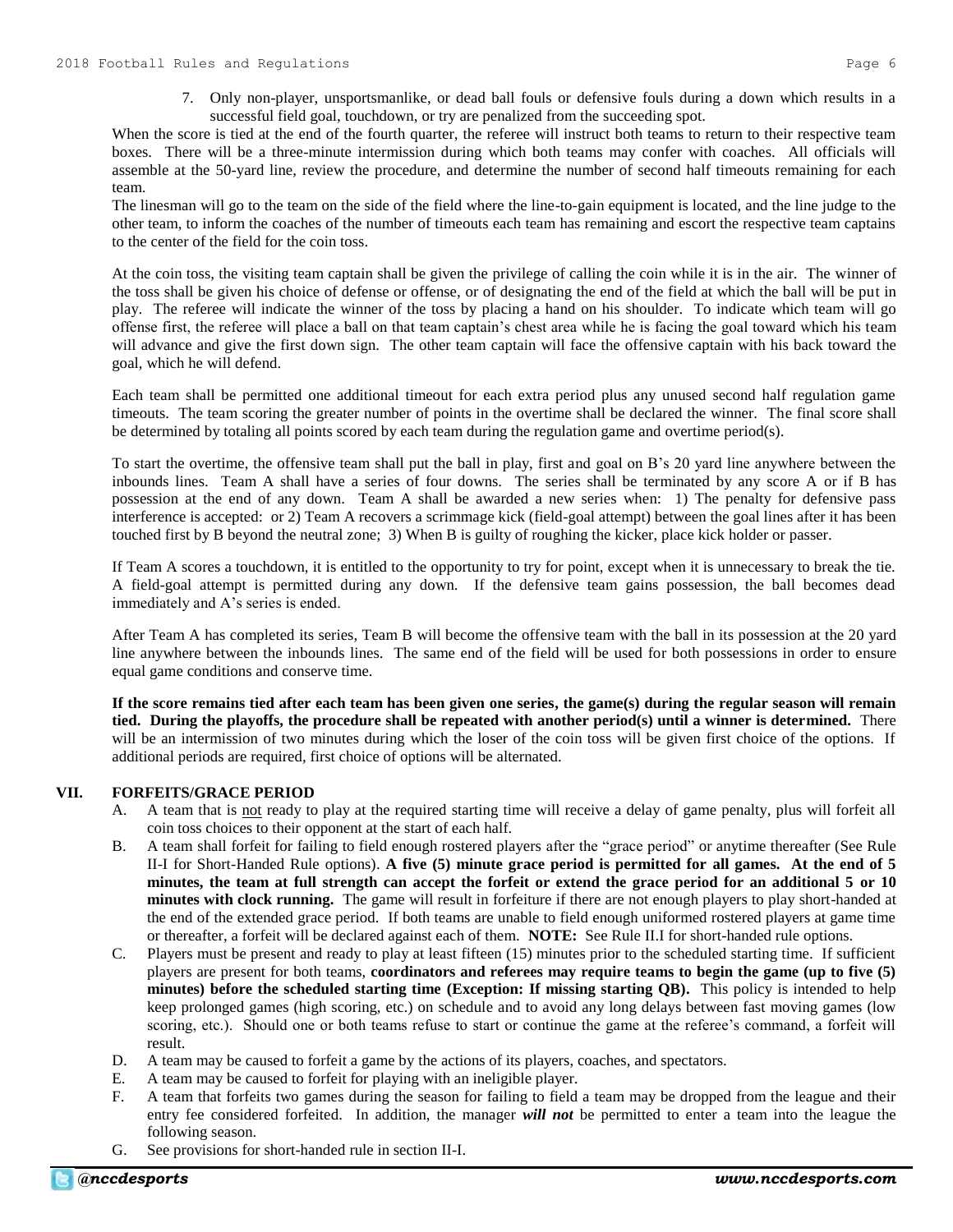7. Only non-player, unsportsmanlike, or dead ball fouls or defensive fouls during a down which results in a successful field goal, touchdown, or try are penalized from the succeeding spot.

When the score is tied at the end of the fourth quarter, the referee will instruct both teams to return to their respective team boxes. There will be a three-minute intermission during which both teams may confer with coaches. All officials will assemble at the 50-yard line, review the procedure, and determine the number of second half timeouts remaining for each team.

The linesman will go to the team on the side of the field where the line-to-gain equipment is located, and the line judge to the other team, to inform the coaches of the number of timeouts each team has remaining and escort the respective team captains to the center of the field for the coin toss.

At the coin toss, the visiting team captain shall be given the privilege of calling the coin while it is in the air. The winner of the toss shall be given his choice of defense or offense, or of designating the end of the field at which the ball will be put in play. The referee will indicate the winner of the toss by placing a hand on his shoulder. To indicate which team will go offense first, the referee will place a ball on that team captain's chest area while he is facing the goal toward which his team will advance and give the first down sign. The other team captain will face the offensive captain with his back toward the goal, which he will defend.

Each team shall be permitted one additional timeout for each extra period plus any unused second half regulation game timeouts. The team scoring the greater number of points in the overtime shall be declared the winner. The final score shall be determined by totaling all points scored by each team during the regulation game and overtime period(s).

To start the overtime, the offensive team shall put the ball in play, first and goal on B's 20 yard line anywhere between the inbounds lines. Team A shall have a series of four downs. The series shall be terminated by any score A or if B has possession at the end of any down. Team A shall be awarded a new series when: 1) The penalty for defensive pass interference is accepted: or 2) Team A recovers a scrimmage kick (field-goal attempt) between the goal lines after it has been touched first by B beyond the neutral zone; 3) When B is guilty of roughing the kicker, place kick holder or passer.

If Team A scores a touchdown, it is entitled to the opportunity to try for point, except when it is unnecessary to break the tie. A field-goal attempt is permitted during any down. If the defensive team gains possession, the ball becomes dead immediately and A's series is ended.

After Team A has completed its series, Team B will become the offensive team with the ball in its possession at the 20 yard line anywhere between the inbounds lines. The same end of the field will be used for both possessions in order to ensure equal game conditions and conserve time.

**If the score remains tied after each team has been given one series, the game(s) during the regular season will remain tied. During the playoffs, the procedure shall be repeated with another period(s) until a winner is determined.** There will be an intermission of two minutes during which the loser of the coin toss will be given first choice of the options. If additional periods are required, first choice of options will be alternated.

## VII. FORFEITS/GRACE PERIOD

A. A team that is <u>not</u> ready to play at the required starting time will receive a delay of game penalty, plus will forfeit all coin toss choices to their opponent at the start of each half.

B. A team shall forfeit for failing to field enough rostered players after the "grace period" or anytime thereafter (See Rule II-I for Short-Handed Rule options). **A five (5) minute grace period is permitted for all games. At the end of 5 minutes, the team at full strength can accept the forfeit or extend the grace period for an additional 5 or 10 minutes with clock running.** The game will result in forfeiture if there are not enough players to play short-handed at the end of the extended grace period. If both teams are unable to field enough uniformed rostered players at game time or thereafter, a forfeit will be declared against each of them. **NOTE:** See Rule II.I for short-handed rule options.

C. Players must be present and ready to play at least fifteen (15) minutes prior to the scheduled starting time. If sufficient players are present for both teams, **coordinators and referees may require teams to begin the game (up to five (5) minutes) before the scheduled starting time (Exception: If missing starting QB).** This policy is intended to help keep prolonged games (high scoring, etc.) on schedule and to avoid any long delays between fast moving games (low scoring, etc.). Should one or both teams refuse to start or continue the game at the referee's command, a forfeit will result.

D. A team may be caused to forfeit a game by the actions of its players, coaches, and spectators.

E. A team may be caused to forfeit for playing with an ineligible player.

F. A team that forfeits two games during the season for failing to field a team may be dropped from the league and their entry fee considered forfeited. In addition, the manager ***will not*** be permitted to enter a team into the league the following season.

G. See provisions for short-handed rule in section II-I.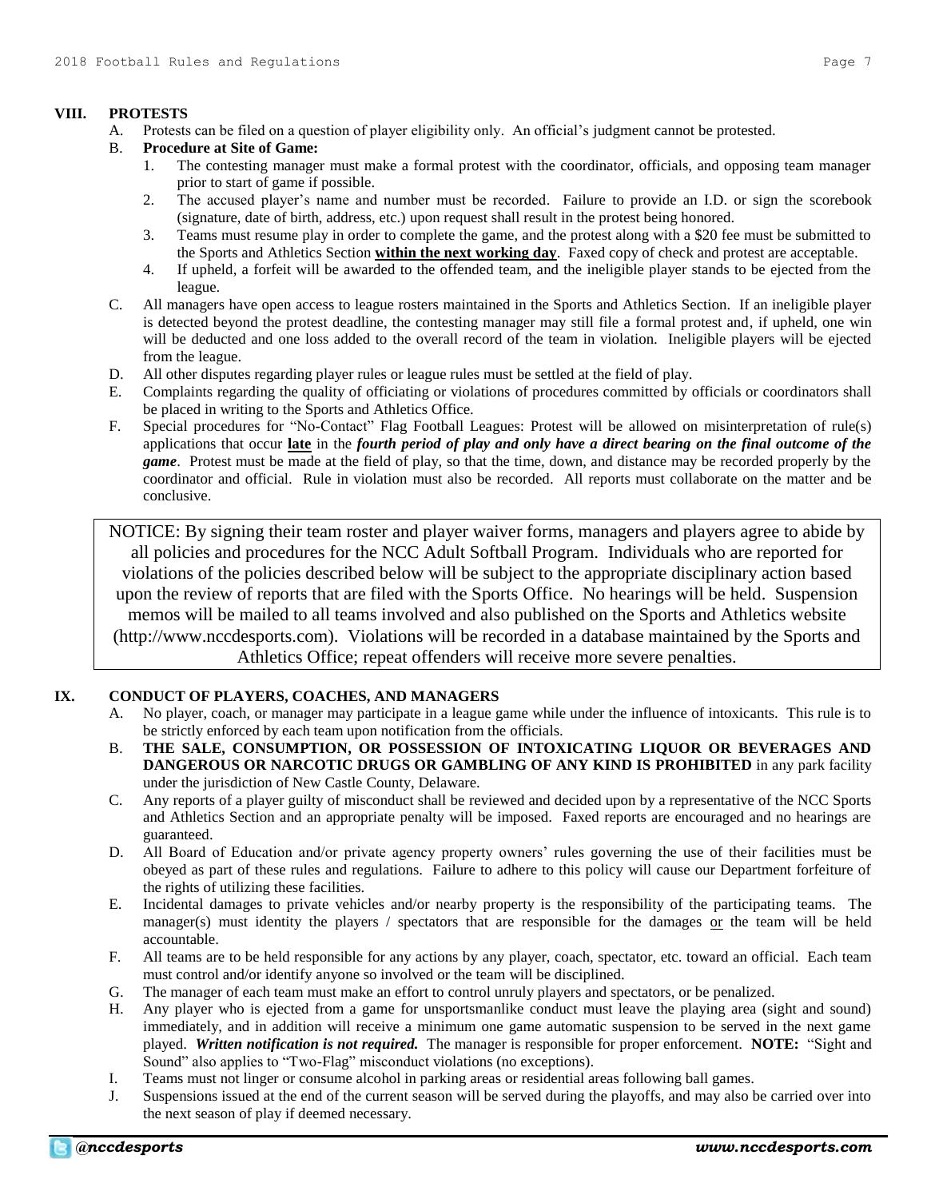## VIII. PROTESTS

A. Protests can be filed on a question of player eligibility only. An official's judgment cannot be protested.

B. **Procedure at Site of Game:**

1. The contesting manager must make a formal protest with the coordinator, officials, and opposing team manager prior to start of game if possible.
2. The accused player's name and number must be recorded. Failure to provide an I.D. or sign the scorebook (signature, date of birth, address, etc.) upon request shall result in the protest being honored.
3. Teams must resume play in order to complete the game, and the protest along with a $20 fee must be submitted to the Sports and Athletics Section **<u>within the next working day</u>**. Faxed copy of check and protest are acceptable.
4. If upheld, a forfeit will be awarded to the offended team, and the ineligible player stands to be ejected from the league.

C. All managers have open access to league rosters maintained in the Sports and Athletics Section. If an ineligible player is detected beyond the protest deadline, the contesting manager may still file a formal protest and, if upheld, one win will be deducted and one loss added to the overall record of the team in violation. Ineligible players will be ejected from the league.

D. All other disputes regarding player rules or league rules must be settled at the field of play.

E. Complaints regarding the quality of officiating or violations of procedures committed by officials or coordinators shall be placed in writing to the Sports and Athletics Office.

F. Special procedures for "No-Contact" Flag Football Leagues: Protest will be allowed on misinterpretation of rule(s) applications that occur **<u>late</u>** in the ***fourth period of play and only have a direct bearing on the final outcome of the game***. Protest must be made at the field of play, so that the time, down, and distance may be recorded properly by the coordinator and official. Rule in violation must also be recorded. All reports must collaborate on the matter and be conclusive.

NOTICE: By signing their team roster and player waiver forms, managers and players agree to abide by all policies and procedures for the NCC Adult Softball Program. Individuals who are reported for violations of the policies described below will be subject to the appropriate disciplinary action based upon the review of reports that are filed with the Sports Office. No hearings will be held. Suspension memos will be mailed to all teams involved and also published on the Sports and Athletics website (http://www.nccdesports.com). Violations will be recorded in a database maintained by the Sports and Athletics Office; repeat offenders will receive more severe penalties.

## IX. CONDUCT OF PLAYERS, COACHES, AND MANAGERS

A. No player, coach, or manager may participate in a league game while under the influence of intoxicants. This rule is to be strictly enforced by each team upon notification from the officials.

B. **THE SALE, CONSUMPTION, OR POSSESSION OF INTOXICATING LIQUOR OR BEVERAGES AND DANGEROUS OR NARCOTIC DRUGS OR GAMBLING OF ANY KIND IS PROHIBITED** in any park facility under the jurisdiction of New Castle County, Delaware.

C. Any reports of a player guilty of misconduct shall be reviewed and decided upon by a representative of the NCC Sports and Athletics Section and an appropriate penalty will be imposed. Faxed reports are encouraged and no hearings are guaranteed.

D. All Board of Education and/or private agency property owners' rules governing the use of their facilities must be obeyed as part of these rules and regulations. Failure to adhere to this policy will cause our Department forfeiture of the rights of utilizing these facilities.

E. Incidental damages to private vehicles and/or nearby property is the responsibility of the participating teams. The manager(s) must identity the players / spectators that are responsible for the damages <u>or</u> the team will be held accountable.

F. All teams are to be held responsible for any actions by any player, coach, spectator, etc. toward an official. Each team must control and/or identify anyone so involved or the team will be disciplined.

G. The manager of each team must make an effort to control unruly players and spectators, or be penalized.

H. Any player who is ejected from a game for unsportsmanlike conduct must leave the playing area (sight and sound) immediately, and in addition will receive a minimum one game automatic suspension to be served in the next game played. ***Written notification is not required.*** The manager is responsible for proper enforcement. **NOTE:** "Sight and Sound" also applies to "Two-Flag" misconduct violations (no exceptions).

I. Teams must not linger or consume alcohol in parking areas or residential areas following ball games.

J. Suspensions issued at the end of the current season will be served during the playoffs, and may also be carried over into the next season of play if deemed necessary.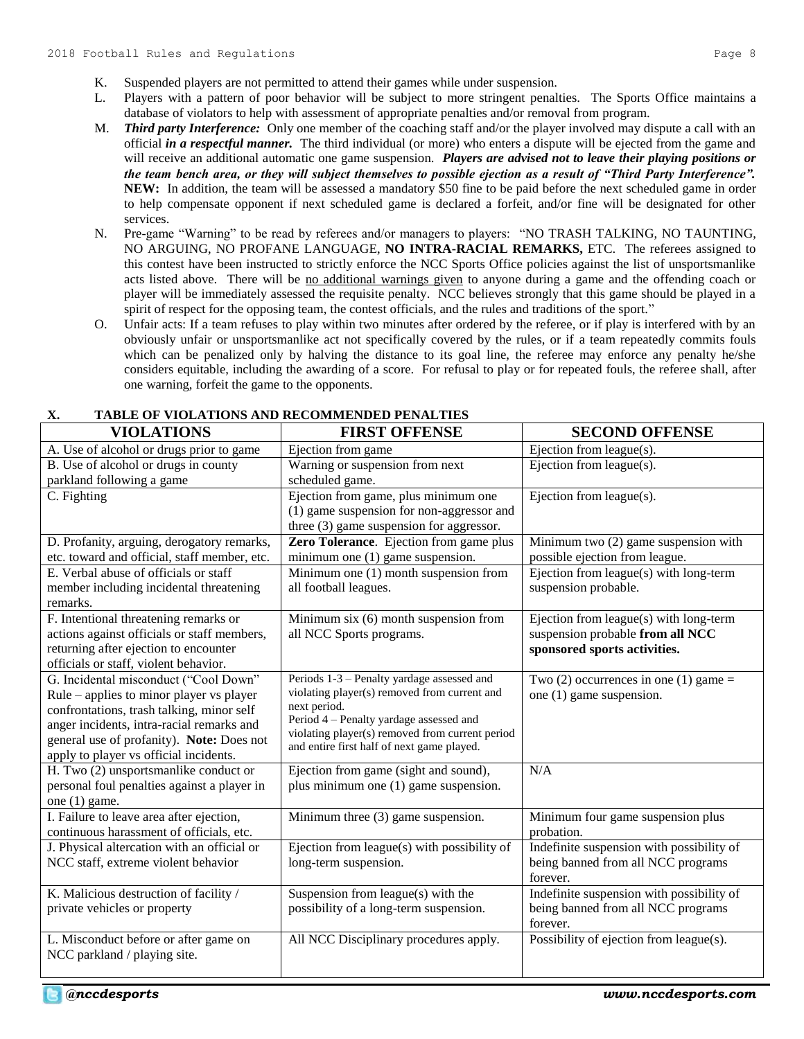K. Suspended players are not permitted to attend their games while under suspension.

L. Players with a pattern of poor behavior will be subject to more stringent penalties. The Sports Office maintains a database of violators to help with assessment of appropriate penalties and/or removal from program.

M. ***Third party Interference:*** Only one member of the coaching staff and/or the player involved may dispute a call with an official ***in a respectful manner.*** The third individual (or more) who enters a dispute will be ejected from the game and will receive an additional automatic one game suspension. ***Players are advised not to leave their playing positions or the team bench area, or they will subject themselves to possible ejection as a result of "Third Party Interference".*** **NEW:** In addition, the team will be assessed a mandatory $50 fine to be paid before the next scheduled game in order to help compensate opponent if next scheduled game is declared a forfeit, and/or fine will be designated for other services.

N. Pre-game "Warning" to be read by referees and/or managers to players: "NO TRASH TALKING, NO TAUNTING, NO ARGUING, NO PROFANE LANGUAGE, **NO INTRA-RACIAL REMARKS,** ETC. The referees assigned to this contest have been instructed to strictly enforce the NCC Sports Office policies against the list of unsportsmanlike acts listed above. There will be <u>no additional warnings given</u> to anyone during a game and the offending coach or player will be immediately assessed the requisite penalty. NCC believes strongly that this game should be played in a spirit of respect for the opposing team, the contest officials, and the rules and traditions of the sport."

O. Unfair acts: If a team refuses to play within two minutes after ordered by the referee, or if play is interfered with by an obviously unfair or unsportsmanlike act not specifically covered by the rules, or if a team repeatedly commits fouls which can be penalized only by halving the distance to its goal line, the referee may enforce any penalty he/she considers equitable, including the awarding of a score. For refusal to play or for repeated fouls, the referee shall, after one warning, forfeit the game to the opponents.

## X. TABLE OF VIOLATIONS AND RECOMMENDED PENALTIES

| VIOLATIONS | FIRST OFFENSE | SECOND OFFENSE |
|---|---|---|
| A. Use of alcohol or drugs prior to game | Ejection from game | Ejection from league(s). |
| B. Use of alcohol or drugs in county parkland following a game | Warning or suspension from next scheduled game. | Ejection from league(s). |
| C. Fighting | Ejection from game, plus minimum one (1) game suspension for non-aggressor and three (3) game suspension for aggressor. | Ejection from league(s). |
| D. Profanity, arguing, derogatory remarks, etc. toward and official, staff member, etc. | **Zero Tolerance**. Ejection from game plus minimum one (1) game suspension. | Minimum two (2) game suspension with possible ejection from league. |
| E. Verbal abuse of officials or staff member including incidental threatening remarks. | Minimum one (1) month suspension from all football leagues. | Ejection from league(s) with long-term suspension probable. |
| F. Intentional threatening remarks or actions against officials or staff members, returning after ejection to encounter officials or staff, violent behavior. | Minimum six (6) month suspension from all NCC Sports programs. | Ejection from league(s) with long-term suspension probable **from all NCC sponsored sports activities.** |
| G. Incidental misconduct ("Cool Down" Rule – applies to minor player vs player confrontations, trash talking, minor self anger incidents, intra-racial remarks and general use of profanity). **Note:** Does not apply to player vs official incidents. | Periods 1-3 – Penalty yardage assessed and violating player(s) removed from current and next period.<br>Period 4 – Penalty yardage assessed and violating player(s) removed from current period and entire first half of next game played. | Two (2) occurrences in one (1) game = one (1) game suspension. |
| H. Two (2) unsportsmanlike conduct or personal foul penalties against a player in one (1) game. | Ejection from game (sight and sound), plus minimum one (1) game suspension. | N/A |
| I. Failure to leave area after ejection, continuous harassment of officials, etc. | Minimum three (3) game suspension. | Minimum four game suspension plus probation. |
| J. Physical altercation with an official or NCC staff, extreme violent behavior | Ejection from league(s) with possibility of long-term suspension. | Indefinite suspension with possibility of being banned from all NCC programs forever. |
| K. Malicious destruction of facility / private vehicles or property | Suspension from league(s) with the possibility of a long-term suspension. | Indefinite suspension with possibility of being banned from all NCC programs forever. |
| L. Misconduct before or after game on NCC parkland / playing site. | All NCC Disciplinary procedures apply. | Possibility of ejection from league(s). |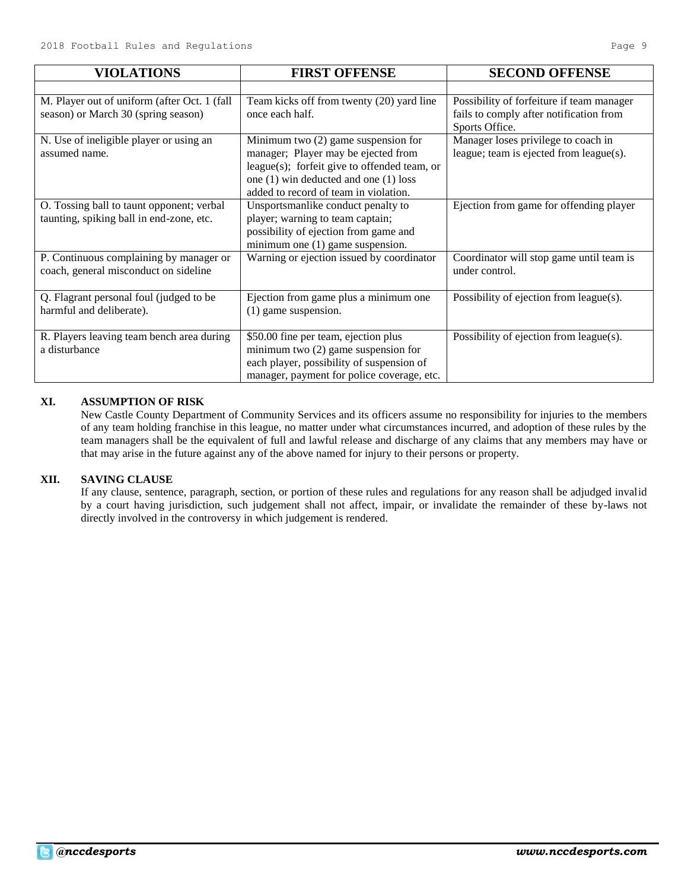| VIOLATIONS | FIRST OFFENSE | SECOND OFFENSE |
|---|---|---|
| M. Player out of uniform (after Oct. 1 (fall season) or March 30 (spring season) | Team kicks off from twenty (20) yard line once each half. | Possibility of forfeiture if team manager fails to comply after notification from Sports Office. |
| N. Use of ineligible player or using an assumed name. | Minimum two (2) game suspension for manager; Player may be ejected from league(s); forfeit give to offended team, or one (1) win deducted and one (1) loss added to record of team in violation. | Manager loses privilege to coach in league; team is ejected from league(s). |
| O. Tossing ball to taunt opponent; verbal taunting, spiking ball in end-zone, etc. | Unsportsmanlike conduct penalty to player; warning to team captain; possibility of ejection from game and minimum one (1) game suspension. | Ejection from game for offending player |
| P. Continuous complaining by manager or coach, general misconduct on sideline | Warning or ejection issued by coordinator | Coordinator will stop game until team is under control. |
| Q. Flagrant personal foul (judged to be harmful and deliberate). | Ejection from game plus a minimum one (1) game suspension. | Possibility of ejection from league(s). |
| R. Players leaving team bench area during a disturbance | $50.00 fine per team, ejection plus minimum two (2) game suspension for each player, possibility of suspension of manager, payment for police coverage, etc. | Possibility of ejection from league(s). |

## XI. ASSUMPTION OF RISK

New Castle County Department of Community Services and its officers assume no responsibility for injuries to the members of any team holding franchise in this league, no matter under what circumstances incurred, and adoption of these rules by the team managers shall be the equivalent of full and lawful release and discharge of any claims that any members may have or that may arise in the future against any of the above named for injury to their persons or property.

## XII. SAVING CLAUSE

If any clause, sentence, paragraph, section, or portion of these rules and regulations for any reason shall be adjudged invalid by a court having jurisdiction, such judgement shall not affect, impair, or invalidate the remainder of these by-laws not directly involved in the controversy in which judgement is rendered.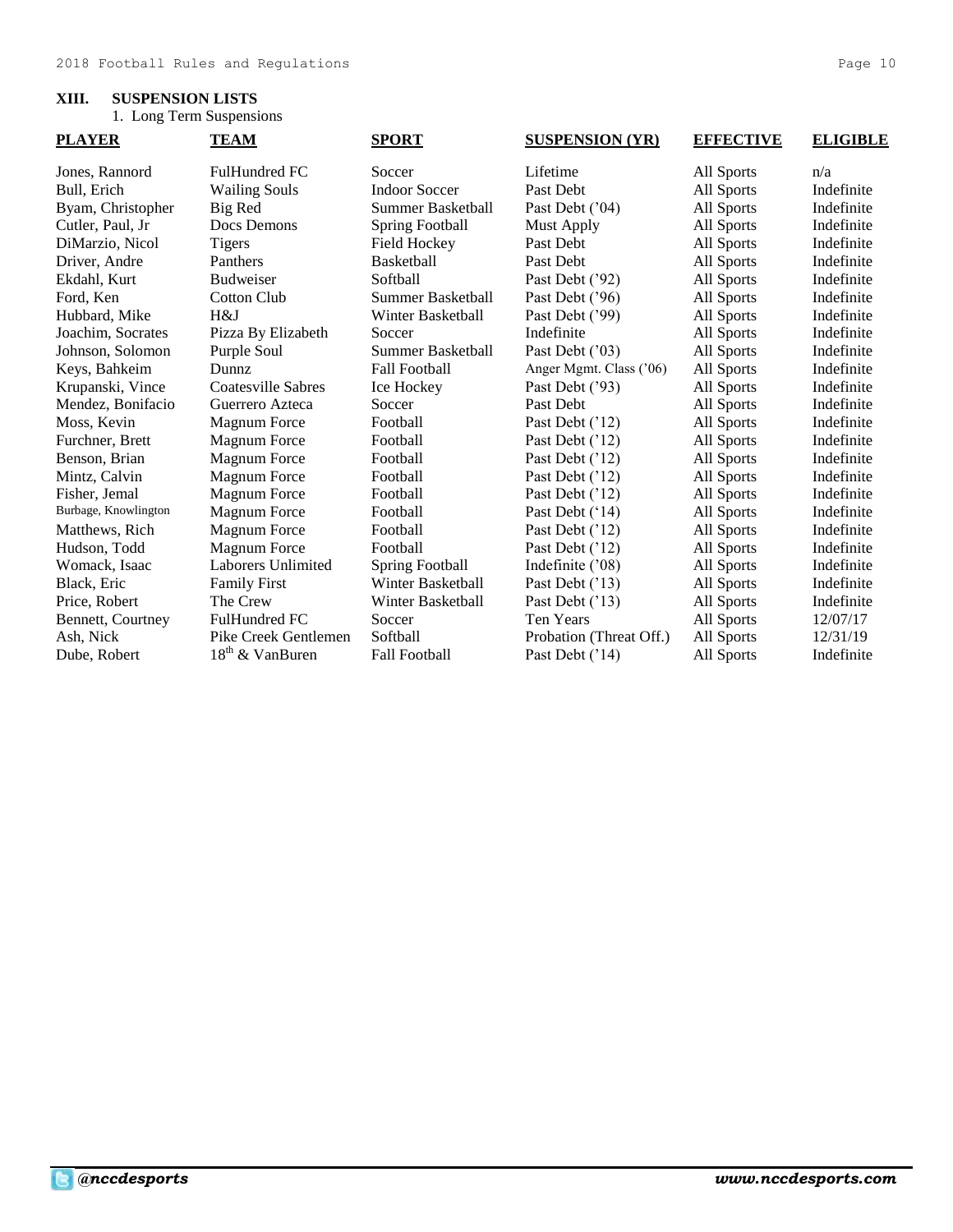## XIII. SUSPENSION LISTS

1. Long Term Suspensions

| PLAYER | TEAM | SPORT | SUSPENSION (YR) | EFFECTIVE | ELIGIBLE |
|---|---|---|---|---|---|
| Jones, Rannord | FulHundred FC | Soccer | Lifetime | All Sports | n/a |
| Bull, Erich | Wailing Souls | Indoor Soccer | Past Debt | All Sports | Indefinite |
| Byam, Christopher | Big Red | Summer Basketball | Past Debt ('04) | All Sports | Indefinite |
| Cutler, Paul, Jr | Docs Demons | Spring Football | Must Apply | All Sports | Indefinite |
| DiMarzio, Nicol | Tigers | Field Hockey | Past Debt | All Sports | Indefinite |
| Driver, Andre | Panthers | Basketball | Past Debt | All Sports | Indefinite |
| Ekdahl, Kurt | Budweiser | Softball | Past Debt ('92) | All Sports | Indefinite |
| Ford, Ken | Cotton Club | Summer Basketball | Past Debt ('96) | All Sports | Indefinite |
| Hubbard, Mike | H&J | Winter Basketball | Past Debt ('99) | All Sports | Indefinite |
| Joachim, Socrates | Pizza By Elizabeth | Soccer | Indefinite | All Sports | Indefinite |
| Johnson, Solomon | Purple Soul | Summer Basketball | Past Debt ('03) | All Sports | Indefinite |
| Keys, Bahkeim | Dunnz | Fall Football | Anger Mgmt. Class ('06) | All Sports | Indefinite |
| Krupanski, Vince | Coatesville Sabres | Ice Hockey | Past Debt ('93) | All Sports | Indefinite |
| Mendez, Bonifacio | Guerrero Azteca | Soccer | Past Debt | All Sports | Indefinite |
| Moss, Kevin | Magnum Force | Football | Past Debt ('12) | All Sports | Indefinite |
| Furchner, Brett | Magnum Force | Football | Past Debt ('12) | All Sports | Indefinite |
| Benson, Brian | Magnum Force | Football | Past Debt ('12) | All Sports | Indefinite |
| Mintz, Calvin | Magnum Force | Football | Past Debt ('12) | All Sports | Indefinite |
| Fisher, Jemal | Magnum Force | Football | Past Debt ('12) | All Sports | Indefinite |
| Burbage, Knowlington | Magnum Force | Football | Past Debt ('14) | All Sports | Indefinite |
| Matthews, Rich | Magnum Force | Football | Past Debt ('12) | All Sports | Indefinite |
| Hudson, Todd | Magnum Force | Football | Past Debt ('12) | All Sports | Indefinite |
| Womack, Isaac | Laborers Unlimited | Spring Football | Indefinite ('08) | All Sports | Indefinite |
| Black, Eric | Family First | Winter Basketball | Past Debt ('13) | All Sports | Indefinite |
| Price, Robert | The Crew | Winter Basketball | Past Debt ('13) | All Sports | Indefinite |
| Bennett, Courtney | FulHundred FC | Soccer | Ten Years | All Sports | 12/07/17 |
| Ash, Nick | Pike Creek Gentlemen | Softball | Probation (Threat Off.) | All Sports | 12/31/19 |
| Dube, Robert | 18th & VanBuren | Fall Football | Past Debt ('14) | All Sports | Indefinite |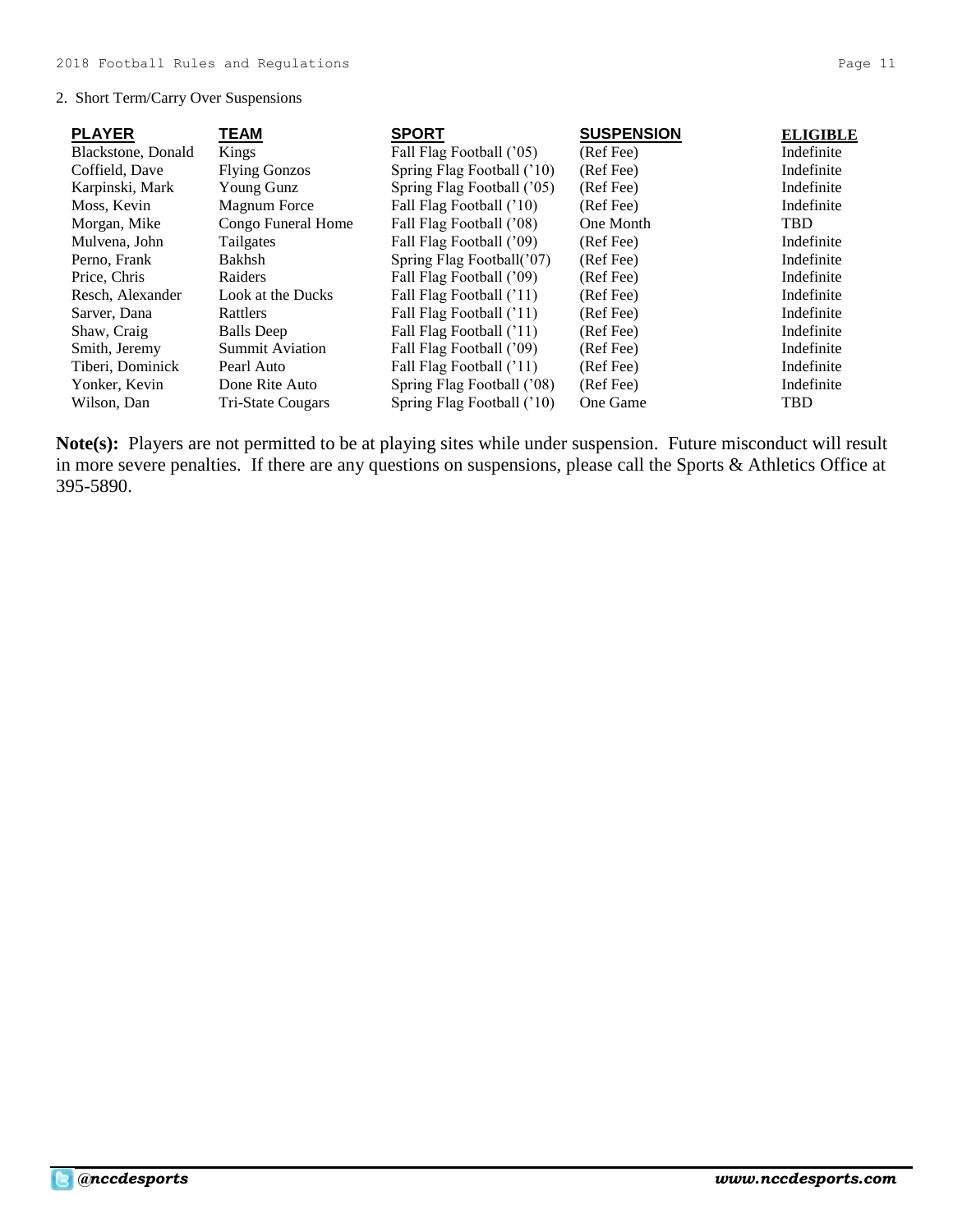2. Short Term/Carry Over Suspensions

| PLAYER | TEAM | SPORT | SUSPENSION | ELIGIBLE |
|---|---|---|---|---|
| Blackstone, Donald | Kings | Fall Flag Football ('05) | (Ref Fee) | Indefinite |
| Coffield, Dave | Flying Gonzos | Spring Flag Football ('10) | (Ref Fee) | Indefinite |
| Karpinski, Mark | Young Gunz | Spring Flag Football ('05) | (Ref Fee) | Indefinite |
| Moss, Kevin | Magnum Force | Fall Flag Football ('10) | (Ref Fee) | Indefinite |
| Morgan, Mike | Congo Funeral Home | Fall Flag Football ('08) | One Month | TBD |
| Mulvena, John | Tailgates | Fall Flag Football ('09) | (Ref Fee) | Indefinite |
| Perno, Frank | Bakhsh | Spring Flag Football('07) | (Ref Fee) | Indefinite |
| Price, Chris | Raiders | Fall Flag Football ('09) | (Ref Fee) | Indefinite |
| Resch, Alexander | Look at the Ducks | Fall Flag Football ('11) | (Ref Fee) | Indefinite |
| Sarver, Dana | Rattlers | Fall Flag Football ('11) | (Ref Fee) | Indefinite |
| Shaw, Craig | Balls Deep | Fall Flag Football ('11) | (Ref Fee) | Indefinite |
| Smith, Jeremy | Summit Aviation | Fall Flag Football ('09) | (Ref Fee) | Indefinite |
| Tiberi, Dominick | Pearl Auto | Fall Flag Football ('11) | (Ref Fee) | Indefinite |
| Yonker, Kevin | Done Rite Auto | Spring Flag Football ('08) | (Ref Fee) | Indefinite |
| Wilson, Dan | Tri-State Cougars | Spring Flag Football ('10) | One Game | TBD |

**Note(s):** Players are not permitted to be at playing sites while under suspension. Future misconduct will result in more severe penalties. If there are any questions on suspensions, please call the Sports & Athletics Office at 395-5890.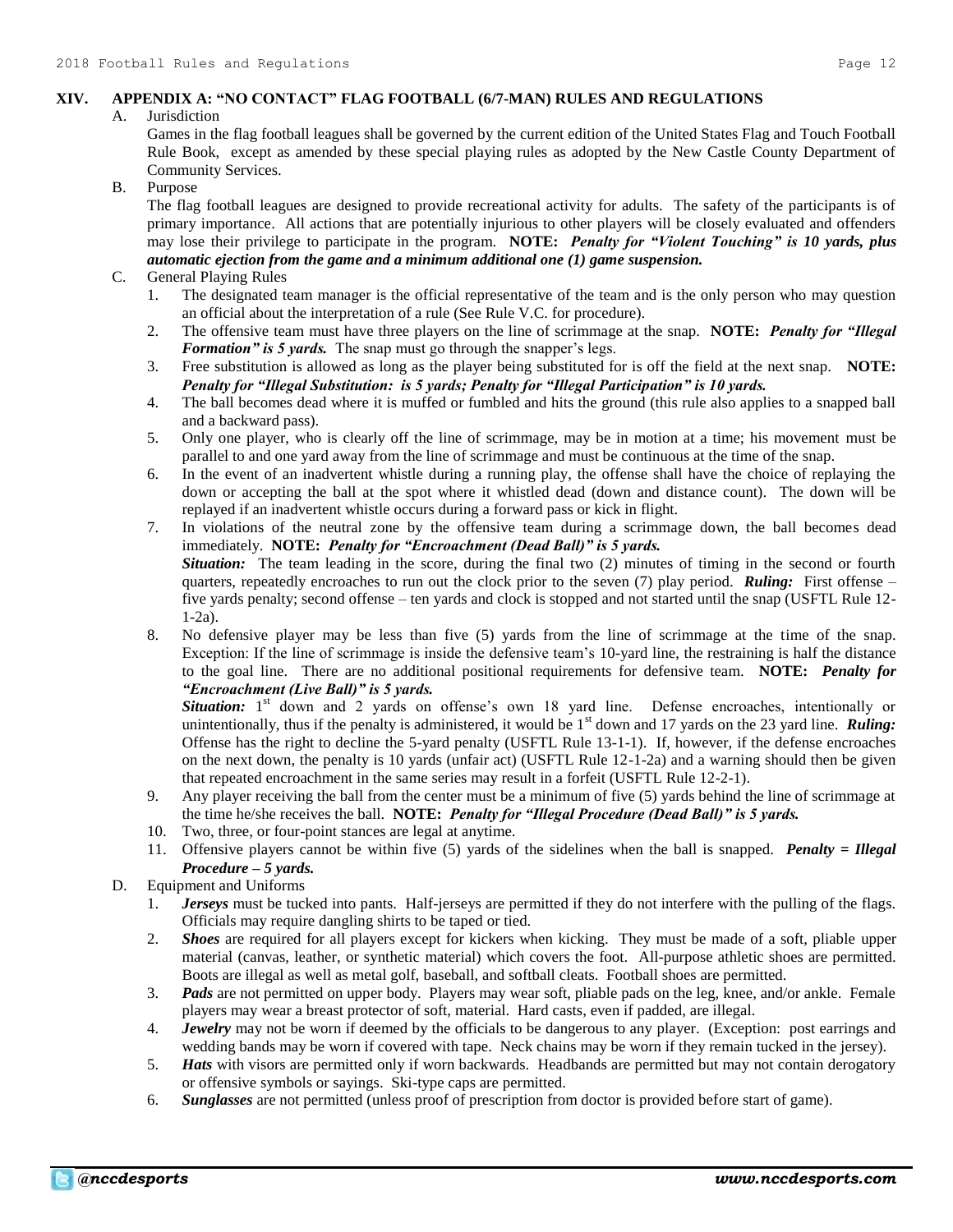## XIV. APPENDIX A: "NO CONTACT" FLAG FOOTBALL (6/7-MAN) RULES AND REGULATIONS

A. Jurisdiction

Games in the flag football leagues shall be governed by the current edition of the United States Flag and Touch Football Rule Book, except as amended by these special playing rules as adopted by the New Castle County Department of Community Services.

B. Purpose

The flag football leagues are designed to provide recreational activity for adults. The safety of the participants is of primary importance. All actions that are potentially injurious to other players will be closely evaluated and offenders may lose their privilege to participate in the program. **NOTE:** ***Penalty for "Violent Touching" is 10 yards, plus automatic ejection from the game and a minimum additional one (1) game suspension.***

C. General Playing Rules

1. The designated team manager is the official representative of the team and is the only person who may question an official about the interpretation of a rule (See Rule V.C. for procedure).
2. The offensive team must have three players on the line of scrimmage at the snap. **NOTE:** ***Penalty for "Illegal Formation" is 5 yards.*** The snap must go through the snapper's legs.
3. Free substitution is allowed as long as the player being substituted for is off the field at the next snap. **NOTE:** ***Penalty for "Illegal Substitution: is 5 yards; Penalty for "Illegal Participation" is 10 yards.***
4. The ball becomes dead where it is muffed or fumbled and hits the ground (this rule also applies to a snapped ball and a backward pass).
5. Only one player, who is clearly off the line of scrimmage, may be in motion at a time; his movement must be parallel to and one yard away from the line of scrimmage and must be continuous at the time of the snap.
6. In the event of an inadvertent whistle during a running play, the offense shall have the choice of replaying the down or accepting the ball at the spot where it whistled dead (down and distance count). The down will be replayed if an inadvertent whistle occurs during a forward pass or kick in flight.
7. In violations of the neutral zone by the offensive team during a scrimmage down, the ball becomes dead immediately. **NOTE:** ***Penalty for "Encroachment (Dead Ball)" is 5 yards.***

   ***Situation:*** The team leading in the score, during the final two (2) minutes of timing in the second or fourth quarters, repeatedly encroaches to run out the clock prior to the seven (7) play period. ***Ruling:*** First offense – five yards penalty; second offense – ten yards and clock is stopped and not started until the snap (USFTL Rule 12-1-2a).
8. No defensive player may be less than five (5) yards from the line of scrimmage at the time of the snap. Exception: If the line of scrimmage is inside the defensive team's 10-yard line, the restraining is half the distance to the goal line. There are no additional positional requirements for defensive team. **NOTE:** ***Penalty for "Encroachment (Live Ball)" is 5 yards.***

   ***Situation:*** 1st down and 2 yards on offense's own 18 yard line. Defense encroaches, intentionally or unintentionally, thus if the penalty is administered, it would be 1st down and 17 yards on the 23 yard line. ***Ruling:*** Offense has the right to decline the 5-yard penalty (USFTL Rule 13-1-1). If, however, if the defense encroaches on the next down, the penalty is 10 yards (unfair act) (USFTL Rule 12-1-2a) and a warning should then be given that repeated encroachment in the same series may result in a forfeit (USFTL Rule 12-2-1).
9. Any player receiving the ball from the center must be a minimum of five (5) yards behind the line of scrimmage at the time he/she receives the ball. **NOTE:** ***Penalty for "Illegal Procedure (Dead Ball)" is 5 yards.***
10. Two, three, or four-point stances are legal at anytime.
11. Offensive players cannot be within five (5) yards of the sidelines when the ball is snapped. ***Penalty = Illegal Procedure – 5 yards.***

D. Equipment and Uniforms

1. ***Jerseys*** must be tucked into pants. Half-jerseys are permitted if they do not interfere with the pulling of the flags. Officials may require dangling shirts to be taped or tied.
2. ***Shoes*** are required for all players except for kickers when kicking. They must be made of a soft, pliable upper material (canvas, leather, or synthetic material) which covers the foot. All-purpose athletic shoes are permitted. Boots are illegal as well as metal golf, baseball, and softball cleats. Football shoes are permitted.
3. ***Pads*** are not permitted on upper body. Players may wear soft, pliable pads on the leg, knee, and/or ankle. Female players may wear a breast protector of soft, material. Hard casts, even if padded, are illegal.
4. ***Jewelry*** may not be worn if deemed by the officials to be dangerous to any player. (Exception: post earrings and wedding bands may be worn if covered with tape. Neck chains may be worn if they remain tucked in the jersey).
5. ***Hats*** with visors are permitted only if worn backwards. Headbands are permitted but may not contain derogatory or offensive symbols or sayings. Ski-type caps are permitted.
6. ***Sunglasses*** are not permitted (unless proof of prescription from doctor is provided before start of game).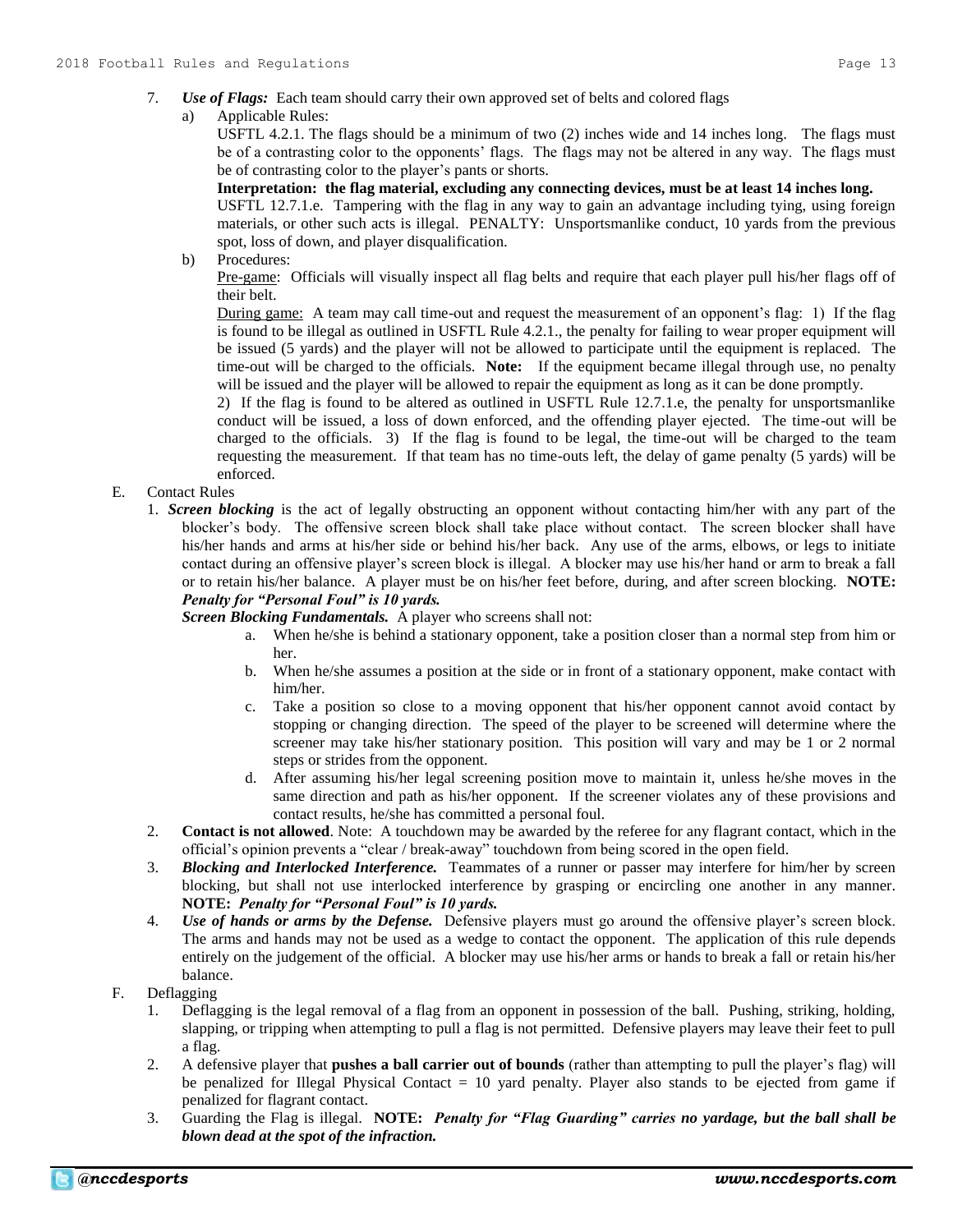7. ***Use of Flags:*** Each team should carry their own approved set of belts and colored flags
   a) Applicable Rules:
      USFTL 4.2.1. The flags should be a minimum of two (2) inches wide and 14 inches long. The flags must be of a contrasting color to the opponents' flags. The flags may not be altered in any way. The flags must be of contrasting color to the player's pants or shorts.
      **Interpretation: the flag material, excluding any connecting devices, must be at least 14 inches long.**
      USFTL 12.7.1.e. Tampering with the flag in any way to gain an advantage including tying, using foreign materials, or other such acts is illegal. PENALTY: Unsportsmanlike conduct, 10 yards from the previous spot, loss of down, and player disqualification.
   b) Procedures:
      <u>Pre-game</u>: Officials will visually inspect all flag belts and require that each player pull his/her flags off of their belt.
      <u>During game:</u> A team may call time-out and request the measurement of an opponent's flag: 1) If the flag is found to be illegal as outlined in USFTL Rule 4.2.1., the penalty for failing to wear proper equipment will be issued (5 yards) and the player will not be allowed to participate until the equipment is replaced. The time-out will be charged to the officials. **Note:** If the equipment became illegal through use, no penalty will be issued and the player will be allowed to repair the equipment as long as it can be done promptly.
      2) If the flag is found to be altered as outlined in USFTL Rule 12.7.1.e, the penalty for unsportsmanlike conduct will be issued, a loss of down enforced, and the offending player ejected. The time-out will be charged to the officials. 3) If the flag is found to be legal, the time-out will be charged to the team requesting the measurement. If that team has no time-outs left, the delay of game penalty (5 yards) will be enforced.

E. Contact Rules
1. ***Screen blocking*** is the act of legally obstructing an opponent without contacting him/her with any part of the blocker's body. The offensive screen block shall take place without contact. The screen blocker shall have his/her hands and arms at his/her side or behind his/her back. Any use of the arms, elbows, or legs to initiate contact during an offensive player's screen block is illegal. A blocker may use his/her hand or arm to break a fall or to retain his/her balance. A player must be on his/her feet before, during, and after screen blocking. **NOTE:** ***Penalty for "Personal Foul" is 10 yards.***
   ***Screen Blocking Fundamentals.*** A player who screens shall not:
   a. When he/she is behind a stationary opponent, take a position closer than a normal step from him or her.
   b. When he/she assumes a position at the side or in front of a stationary opponent, make contact with him/her.
   c. Take a position so close to a moving opponent that his/her opponent cannot avoid contact by stopping or changing direction. The speed of the player to be screened will determine where the screener may take his/her stationary position. This position will vary and may be 1 or 2 normal steps or strides from the opponent.
   d. After assuming his/her legal screening position move to maintain it, unless he/she moves in the same direction and path as his/her opponent. If the screener violates any of these provisions and contact results, he/she has committed a personal foul.
2. **Contact is not allowed**. Note: A touchdown may be awarded by the referee for any flagrant contact, which in the official's opinion prevents a "clear / break-away" touchdown from being scored in the open field.
3. ***Blocking and Interlocked Interference.*** Teammates of a runner or passer may interfere for him/her by screen blocking, but shall not use interlocked interference by grasping or encircling one another in any manner. **NOTE:** ***Penalty for "Personal Foul" is 10 yards.***
4. ***Use of hands or arms by the Defense.*** Defensive players must go around the offensive player's screen block. The arms and hands may not be used as a wedge to contact the opponent. The application of this rule depends entirely on the judgement of the official. A blocker may use his/her arms or hands to break a fall or retain his/her balance.

F. Deflagging
1. Deflagging is the legal removal of a flag from an opponent in possession of the ball. Pushing, striking, holding, slapping, or tripping when attempting to pull a flag is not permitted. Defensive players may leave their feet to pull a flag.
2. A defensive player that **pushes a ball carrier out of bounds** (rather than attempting to pull the player's flag) will be penalized for Illegal Physical Contact = 10 yard penalty. Player also stands to be ejected from game if penalized for flagrant contact.
3. Guarding the Flag is illegal. **NOTE:** ***Penalty for "Flag Guarding" carries no yardage, but the ball shall be blown dead at the spot of the infraction.***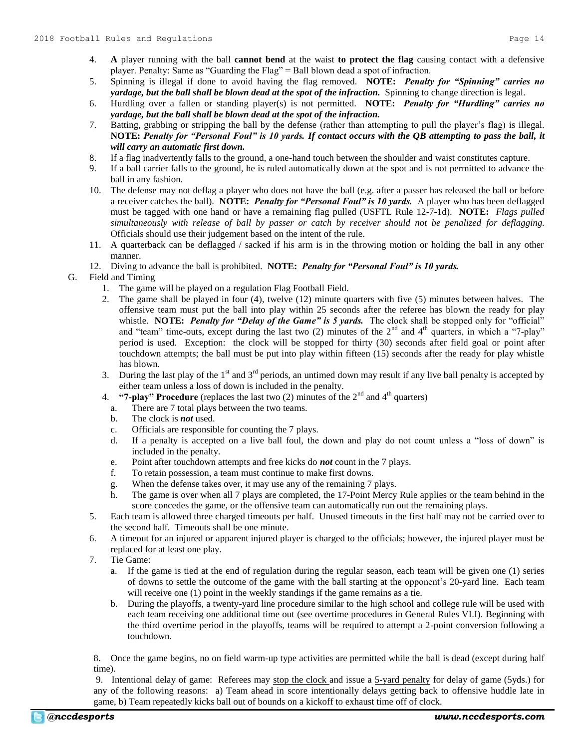4. **A** player running with the ball **cannot bend** at the waist **to protect the flag** causing contact with a defensive player. Penalty: Same as "Guarding the Flag" = Ball blown dead a spot of infraction.
5. Spinning is illegal if done to avoid having the flag removed. **NOTE:** ***Penalty for "Spinning" carries no yardage, but the ball shall be blown dead at the spot of the infraction.*** Spinning to change direction is legal.
6. Hurdling over a fallen or standing player(s) is not permitted. **NOTE:** ***Penalty for "Hurdling" carries no yardage, but the ball shall be blown dead at the spot of the infraction.***
7. Batting, grabbing or stripping the ball by the defense (rather than attempting to pull the player's flag) is illegal. **NOTE:** ***Penalty for "Personal Foul" is 10 yards. If contact occurs with the QB attempting to pass the ball, it will carry an automatic first down.***
8. If a flag inadvertently falls to the ground, a one-hand touch between the shoulder and waist constitutes capture.
9. If a ball carrier falls to the ground, he is ruled automatically down at the spot and is not permitted to advance the ball in any fashion.
10. The defense may not deflag a player who does not have the ball (e.g. after a passer has released the ball or before a receiver catches the ball). **NOTE:** ***Penalty for "Personal Foul" is 10 yards.*** A player who has been deflagged must be tagged with one hand or have a remaining flag pulled (USFTL Rule 12-7-1d). **NOTE:** *Flags pulled simultaneously with release of ball by passer or catch by receiver should not be penalized for deflagging.* Officials should use their judgement based on the intent of the rule.
11. A quarterback can be deflagged / sacked if his arm is in the throwing motion or holding the ball in any other manner.
12. Diving to advance the ball is prohibited. **NOTE:** ***Penalty for "Personal Foul" is 10 yards.***

G. Field and Timing

1. The game will be played on a regulation Flag Football Field.
2. The game shall be played in four (4), twelve (12) minute quarters with five (5) minutes between halves. The offensive team must put the ball into play within 25 seconds after the referee has blown the ready for play whistle. **NOTE:** ***Penalty for "Delay of the Game" is 5 yards.*** The clock shall be stopped only for "official" and "team" time-outs, except during the last two (2) minutes of the 2nd and 4th quarters, in which a "7-play" period is used. Exception: the clock will be stopped for thirty (30) seconds after field goal or point after touchdown attempts; the ball must be put into play within fifteen (15) seconds after the ready for play whistle has blown.
3. During the last play of the 1st and 3rd periods, an untimed down may result if any live ball penalty is accepted by either team unless a loss of down is included in the penalty.
4. **"7-play" Procedure** (replaces the last two (2) minutes of the 2nd and 4th quarters)
   a. There are 7 total plays between the two teams.
   b. The clock is ***not*** used.
   c. Officials are responsible for counting the 7 plays.
   d. If a penalty is accepted on a live ball foul, the down and play do not count unless a "loss of down" is included in the penalty.
   e. Point after touchdown attempts and free kicks do ***not*** count in the 7 plays.
   f. To retain possession, a team must continue to make first downs.
   g. When the defense takes over, it may use any of the remaining 7 plays.
   h. The game is over when all 7 plays are completed, the 17-Point Mercy Rule applies or the team behind in the score concedes the game, or the offensive team can automatically run out the remaining plays.
5. Each team is allowed three charged timeouts per half. Unused timeouts in the first half may not be carried over to the second half. Timeouts shall be one minute.
6. A timeout for an injured or apparent injured player is charged to the officials; however, the injured player must be replaced for at least one play.
7. Tie Game:
   a. If the game is tied at the end of regulation during the regular season, each team will be given one (1) series of downs to settle the outcome of the game with the ball starting at the opponent's 20-yard line. Each team will receive one (1) point in the weekly standings if the game remains as a tie.
   b. During the playoffs, a twenty-yard line procedure similar to the high school and college rule will be used with each team receiving one additional time out (see overtime procedures in General Rules VI.I). Beginning with the third overtime period in the playoffs, teams will be required to attempt a 2-point conversion following a touchdown.
8. Once the game begins, no on field warm-up type activities are permitted while the ball is dead (except during half time).
9. Intentional delay of game: Referees may stop the clock and issue a 5-yard penalty for delay of game (5yds.) for any of the following reasons: a) Team ahead in score intentionally delays getting back to offensive huddle late in game, b) Team repeatedly kicks ball out of bounds on a kickoff to exhaust time off of clock.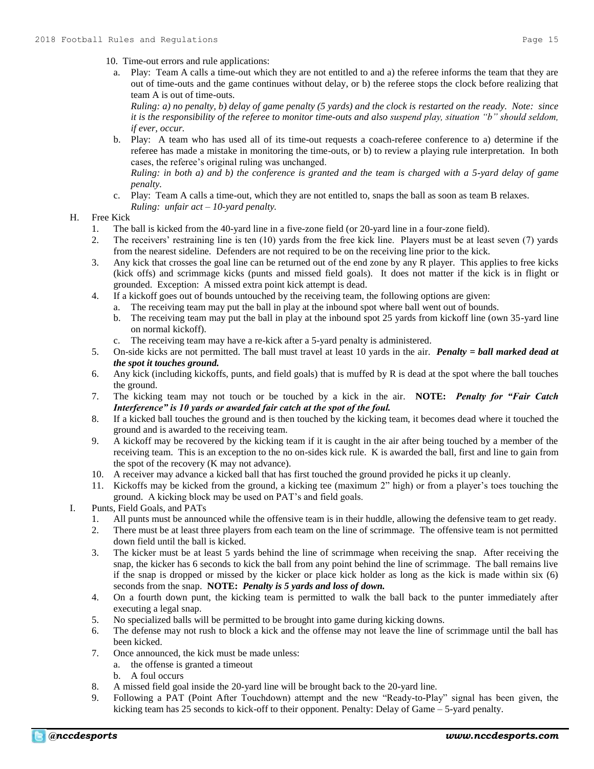10. Time-out errors and rule applications:
    a. Play: Team A calls a time-out which they are not entitled to and a) the referee informs the team that they are out of time-outs and the game continues without delay, or b) the referee stops the clock before realizing that team A is out of time-outs.
    *Ruling: a) no penalty, b) delay of game penalty (5 yards) and the clock is restarted on the ready. Note: since it is the responsibility of the referee to monitor time-outs and also suspend play, situation "b" should seldom, if ever, occur.*
    b. Play: A team who has used all of its time-out requests a coach-referee conference to a) determine if the referee has made a mistake in monitoring the time-outs, or b) to review a playing rule interpretation. In both cases, the referee's original ruling was unchanged.
    *Ruling: in both a) and b) the conference is granted and the team is charged with a 5-yard delay of game penalty.*
    c. Play: Team A calls a time-out, which they are not entitled to, snaps the ball as soon as team B relaxes.
    *Ruling: unfair act – 10-yard penalty.*

H. Free Kick
1. The ball is kicked from the 40-yard line in a five-zone field (or 20-yard line in a four-zone field).
2. The receivers' restraining line is ten (10) yards from the free kick line. Players must be at least seven (7) yards from the nearest sideline. Defenders are not required to be on the receiving line prior to the kick.
3. Any kick that crosses the goal line can be returned out of the end zone by any R player. This applies to free kicks (kick offs) and scrimmage kicks (punts and missed field goals). It does not matter if the kick is in flight or grounded. Exception: A missed extra point kick attempt is dead.
4. If a kickoff goes out of bounds untouched by the receiving team, the following options are given:
    a. The receiving team may put the ball in play at the inbound spot where ball went out of bounds.
    b. The receiving team may put the ball in play at the inbound spot 25 yards from kickoff line (own 35-yard line on normal kickoff).
    c. The receiving team may have a re-kick after a 5-yard penalty is administered.
5. On-side kicks are not permitted. The ball must travel at least 10 yards in the air. ***Penalty = ball marked dead at the spot it touches ground.***
6. Any kick (including kickoffs, punts, and field goals) that is muffed by R is dead at the spot where the ball touches the ground.
7. The kicking team may not touch or be touched by a kick in the air. **NOTE:** ***Penalty for "Fair Catch Interference" is 10 yards or awarded fair catch at the spot of the foul.***
8. If a kicked ball touches the ground and is then touched by the kicking team, it becomes dead where it touched the ground and is awarded to the receiving team.
9. A kickoff may be recovered by the kicking team if it is caught in the air after being touched by a member of the receiving team. This is an exception to the no on-sides kick rule. K is awarded the ball, first and line to gain from the spot of the recovery (K may not advance).
10. A receiver may advance a kicked ball that has first touched the ground provided he picks it up cleanly.
11. Kickoffs may be kicked from the ground, a kicking tee (maximum 2" high) or from a player's toes touching the ground. A kicking block may be used on PAT's and field goals.

I. Punts, Field Goals, and PATs
1. All punts must be announced while the offensive team is in their huddle, allowing the defensive team to get ready.
2. There must be at least three players from each team on the line of scrimmage. The offensive team is not permitted down field until the ball is kicked.
3. The kicker must be at least 5 yards behind the line of scrimmage when receiving the snap. After receiving the snap, the kicker has 6 seconds to kick the ball from any point behind the line of scrimmage. The ball remains live if the snap is dropped or missed by the kicker or place kick holder as long as the kick is made within six (6) seconds from the snap. **NOTE:** ***Penalty is 5 yards and loss of down.***
4. On a fourth down punt, the kicking team is permitted to walk the ball back to the punter immediately after executing a legal snap.
5. No specialized balls will be permitted to be brought into game during kicking downs.
6. The defense may not rush to block a kick and the offense may not leave the line of scrimmage until the ball has been kicked.
7. Once announced, the kick must be made unless:
    a. the offense is granted a timeout
    b. A foul occurs
8. A missed field goal inside the 20-yard line will be brought back to the 20-yard line.
9. Following a PAT (Point After Touchdown) attempt and the new "Ready-to-Play" signal has been given, the kicking team has 25 seconds to kick-off to their opponent. Penalty: Delay of Game – 5-yard penalty.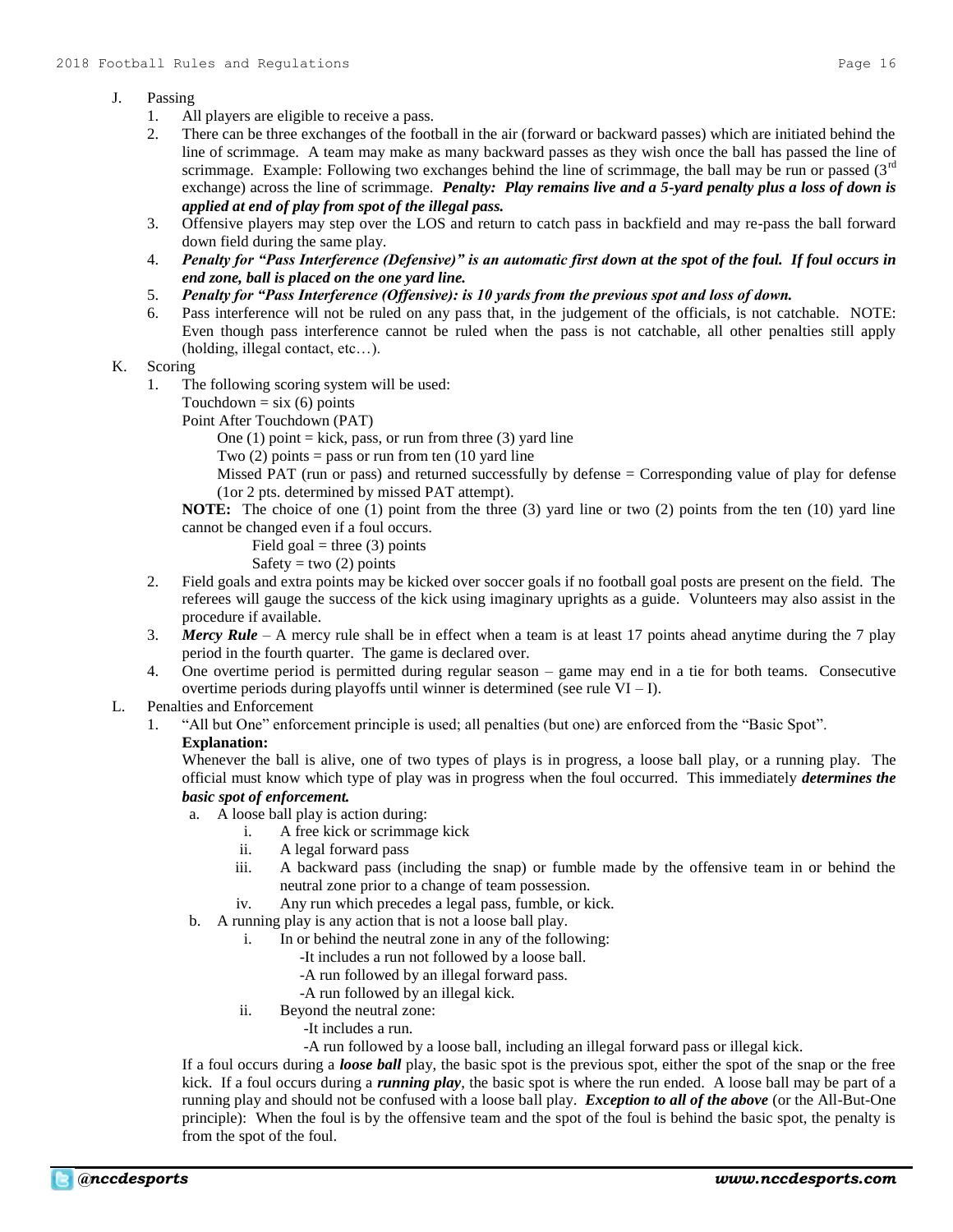J. Passing

1. All players are eligible to receive a pass.
2. There can be three exchanges of the football in the air (forward or backward passes) which are initiated behind the line of scrimmage. A team may make as many backward passes as they wish once the ball has passed the line of scrimmage. Example: Following two exchanges behind the line of scrimmage, the ball may be run or passed (3rd exchange) across the line of scrimmage. ***Penalty: Play remains live and a 5-yard penalty plus a loss of down is applied at end of play from spot of the illegal pass.***
3. Offensive players may step over the LOS and return to catch pass in backfield and may re-pass the ball forward down field during the same play.
4. ***Penalty for "Pass Interference (Defensive)" is an automatic first down at the spot of the foul. If foul occurs in end zone, ball is placed on the one yard line.***
5. ***Penalty for "Pass Interference (Offensive): is 10 yards from the previous spot and loss of down.***
6. Pass interference will not be ruled on any pass that, in the judgement of the officials, is not catchable. NOTE: Even though pass interference cannot be ruled when the pass is not catchable, all other penalties still apply (holding, illegal contact, etc…).

K. Scoring

1. The following scoring system will be used:
   Touchdown = six (6) points
   Point After Touchdown (PAT)
   One (1) point = kick, pass, or run from three (3) yard line
   Two (2) points = pass or run from ten (10 yard line
   Missed PAT (run or pass) and returned successfully by defense = Corresponding value of play for defense (1or 2 pts. determined by missed PAT attempt).
   **NOTE:** The choice of one (1) point from the three (3) yard line or two (2) points from the ten (10) yard line cannot be changed even if a foul occurs.
   Field goal = three (3) points
   Safety = two (2) points
2. Field goals and extra points may be kicked over soccer goals if no football goal posts are present on the field. The referees will gauge the success of the kick using imaginary uprights as a guide. Volunteers may also assist in the procedure if available.
3. ***Mercy Rule*** – A mercy rule shall be in effect when a team is at least 17 points ahead anytime during the 7 play period in the fourth quarter. The game is declared over.
4. One overtime period is permitted during regular season – game may end in a tie for both teams. Consecutive overtime periods during playoffs until winner is determined (see rule VI – I).

L. Penalties and Enforcement

1. "All but One" enforcement principle is used; all penalties (but one) are enforced from the "Basic Spot".
   **Explanation:**
   Whenever the ball is alive, one of two types of plays is in progress, a loose ball play, or a running play. The official must know which type of play was in progress when the foul occurred. This immediately ***determines the basic spot of enforcement.***
   a. A loose ball play is action during:
      i. A free kick or scrimmage kick
      ii. A legal forward pass
      iii. A backward pass (including the snap) or fumble made by the offensive team in or behind the neutral zone prior to a change of team possession.
      iv. Any run which precedes a legal pass, fumble, or kick.
   b. A running play is any action that is not a loose ball play.
      i. In or behind the neutral zone in any of the following:
         -It includes a run not followed by a loose ball.
         -A run followed by an illegal forward pass.
         -A run followed by an illegal kick.
      ii. Beyond the neutral zone:
         -It includes a run.
         -A run followed by a loose ball, including an illegal forward pass or illegal kick.

   If a foul occurs during a ***loose ball*** play, the basic spot is the previous spot, either the spot of the snap or the free kick. If a foul occurs during a ***running play***, the basic spot is where the run ended. A loose ball may be part of a running play and should not be confused with a loose ball play. ***Exception to all of the above*** (or the All-But-One principle): When the foul is by the offensive team and the spot of the foul is behind the basic spot, the penalty is from the spot of the foul.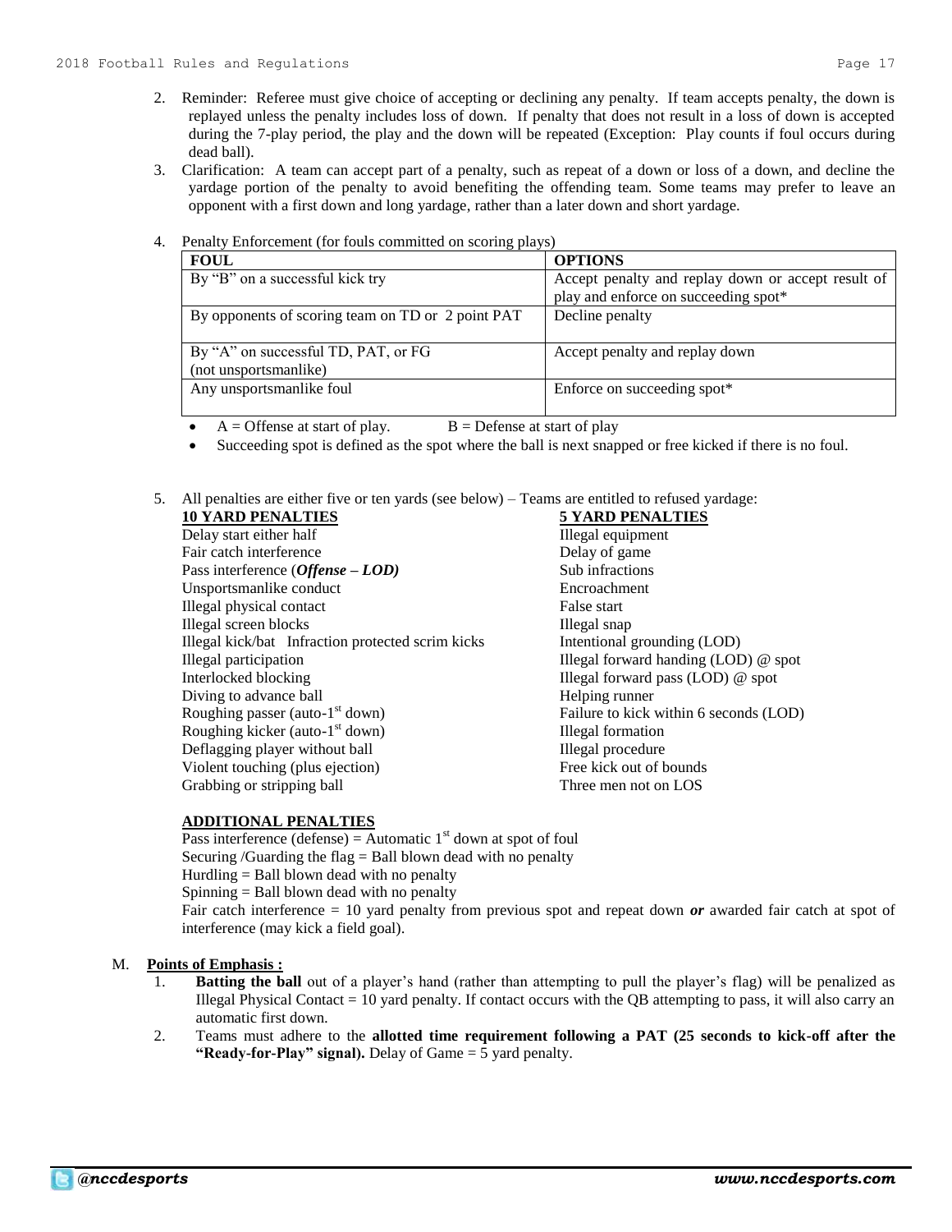2. Reminder: Referee must give choice of accepting or declining any penalty. If team accepts penalty, the down is replayed unless the penalty includes loss of down. If penalty that does not result in a loss of down is accepted during the 7-play period, the play and the down will be repeated (Exception: Play counts if foul occurs during dead ball).
3. Clarification: A team can accept part of a penalty, such as repeat of a down or loss of a down, and decline the yardage portion of the penalty to avoid benefiting the offending team. Some teams may prefer to leave an opponent with a first down and long yardage, rather than a later down and short yardage.
4. Penalty Enforcement (for fouls committed on scoring plays)

| FOUL | OPTIONS |
|---|---|
| By "B" on a successful kick try | Accept penalty and replay down or accept result of play and enforce on succeeding spot* |
| By opponents of scoring team on TD or 2 point PAT | Decline penalty |
| By "A" on successful TD, PAT, or FG (not unsportsmanlike) | Accept penalty and replay down |
| Any unsportsmanlike foul | Enforce on succeeding spot* |

- A = Offense at start of play. B = Defense at start of play
- Succeeding spot is defined as the spot where the ball is next snapped or free kicked if there is no foul.

5. All penalties are either five or ten yards (see below) – Teams are entitled to refused yardage:

| <u>10 YARD PENALTIES</u> | <u>5 YARD PENALTIES</u> |
|---|---|
| Delay start either half | Illegal equipment |
| Fair catch interference | Delay of game |
| Pass interference (***Offense – LOD)*** | Sub infractions |
| Unsportsmanlike conduct | Encroachment |
| Illegal physical contact | False start |
| Illegal screen blocks | Illegal snap |
| Illegal kick/bat Infraction protected scrim kicks | Intentional grounding (LOD) |
| Illegal participation | Illegal forward handing (LOD) @ spot |
| Interlocked blocking | Illegal forward pass (LOD) @ spot |
| Diving to advance ball | Helping runner |
| Roughing passer (auto-1st down) | Failure to kick within 6 seconds (LOD) |
| Roughing kicker (auto-1st down) | Illegal formation |
| Deflagging player without ball | Illegal procedure |
| Violent touching (plus ejection) | Free kick out of bounds |
| Grabbing or stripping ball | Three men not on LOS |

**<u>ADDITIONAL PENALTIES</u>**

Pass interference (defense) = Automatic 1st down at spot of foul
Securing /Guarding the flag = Ball blown dead with no penalty
Hurdling = Ball blown dead with no penalty
Spinning = Ball blown dead with no penalty
Fair catch interference = 10 yard penalty from previous spot and repeat down ***or*** awarded fair catch at spot of interference (may kick a field goal).

M. **<u>Points of Emphasis :</u>**

1. **Batting the ball** out of a player's hand (rather than attempting to pull the player's flag) will be penalized as Illegal Physical Contact = 10 yard penalty. If contact occurs with the QB attempting to pass, it will also carry an automatic first down.
2. Teams must adhere to the **allotted time requirement following a PAT (25 seconds to kick-off after the "Ready-for-Play" signal).** Delay of Game = 5 yard penalty.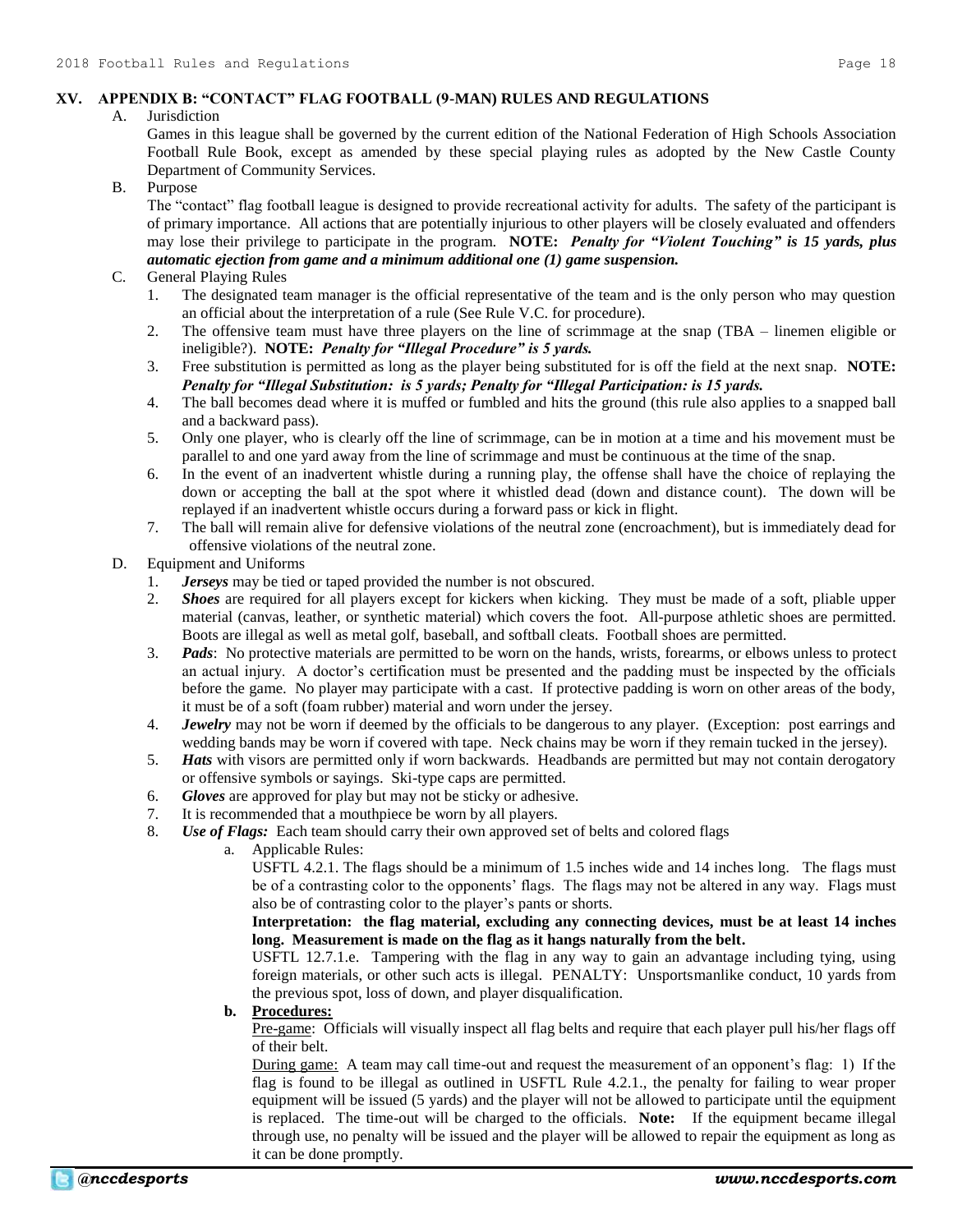## XV. APPENDIX B: "CONTACT" FLAG FOOTBALL (9-MAN) RULES AND REGULATIONS

A. Jurisdiction

Games in this league shall be governed by the current edition of the National Federation of High Schools Association Football Rule Book, except as amended by these special playing rules as adopted by the New Castle County Department of Community Services.

B. Purpose

The "contact" flag football league is designed to provide recreational activity for adults. The safety of the participant is of primary importance. All actions that are potentially injurious to other players will be closely evaluated and offenders may lose their privilege to participate in the program. **NOTE:** ***Penalty for "Violent Touching" is 15 yards, plus automatic ejection from game and a minimum additional one (1) game suspension.***

C. General Playing Rules

1. The designated team manager is the official representative of the team and is the only person who may question an official about the interpretation of a rule (See Rule V.C. for procedure).
2. The offensive team must have three players on the line of scrimmage at the snap (TBA – linemen eligible or ineligible?). **NOTE:** ***Penalty for "Illegal Procedure" is 5 yards.***
3. Free substitution is permitted as long as the player being substituted for is off the field at the next snap. **NOTE:** ***Penalty for "Illegal Substitution: is 5 yards; Penalty for "Illegal Participation: is 15 yards.***
4. The ball becomes dead where it is muffed or fumbled and hits the ground (this rule also applies to a snapped ball and a backward pass).
5. Only one player, who is clearly off the line of scrimmage, can be in motion at a time and his movement must be parallel to and one yard away from the line of scrimmage and must be continuous at the time of the snap.
6. In the event of an inadvertent whistle during a running play, the offense shall have the choice of replaying the down or accepting the ball at the spot where it whistled dead (down and distance count). The down will be replayed if an inadvertent whistle occurs during a forward pass or kick in flight.
7. The ball will remain alive for defensive violations of the neutral zone (encroachment), but is immediately dead for offensive violations of the neutral zone.

D. Equipment and Uniforms

1. ***Jerseys*** may be tied or taped provided the number is not obscured.
2. ***Shoes*** are required for all players except for kickers when kicking. They must be made of a soft, pliable upper material (canvas, leather, or synthetic material) which covers the foot. All-purpose athletic shoes are permitted. Boots are illegal as well as metal golf, baseball, and softball cleats. Football shoes are permitted.
3. ***Pads***: No protective materials are permitted to be worn on the hands, wrists, forearms, or elbows unless to protect an actual injury. A doctor's certification must be presented and the padding must be inspected by the officials before the game. No player may participate with a cast. If protective padding is worn on other areas of the body, it must be of a soft (foam rubber) material and worn under the jersey.
4. ***Jewelry*** may not be worn if deemed by the officials to be dangerous to any player. (Exception: post earrings and wedding bands may be worn if covered with tape. Neck chains may be worn if they remain tucked in the jersey).
5. ***Hats*** with visors are permitted only if worn backwards. Headbands are permitted but may not contain derogatory or offensive symbols or sayings. Ski-type caps are permitted.
6. ***Gloves*** are approved for play but may not be sticky or adhesive.
7. It is recommended that a mouthpiece be worn by all players.
8. ***Use of Flags:*** Each team should carry their own approved set of belts and colored flags

   a. Applicable Rules:

   USFTL 4.2.1. The flags should be a minimum of 1.5 inches wide and 14 inches long. The flags must be of a contrasting color to the opponents' flags. The flags may not be altered in any way. Flags must also be of contrasting color to the player's pants or shorts.

   **Interpretation: the flag material, excluding any connecting devices, must be at least 14 inches long. Measurement is made on the flag as it hangs naturally from the belt.**

   USFTL 12.7.1.e. Tampering with the flag in any way to gain an advantage including tying, using foreign materials, or other such acts is illegal. PENALTY: Unsportsmanlike conduct, 10 yards from the previous spot, loss of down, and player disqualification.

   **b. Procedures:**

   Pre-game: Officials will visually inspect all flag belts and require that each player pull his/her flags off of their belt.

   During game: A team may call time-out and request the measurement of an opponent's flag: 1) If the flag is found to be illegal as outlined in USFTL Rule 4.2.1., the penalty for failing to wear proper equipment will be issued (5 yards) and the player will not be allowed to participate until the equipment is replaced. The time-out will be charged to the officials. **Note:** If the equipment became illegal through use, no penalty will be issued and the player will be allowed to repair the equipment as long as it can be done promptly.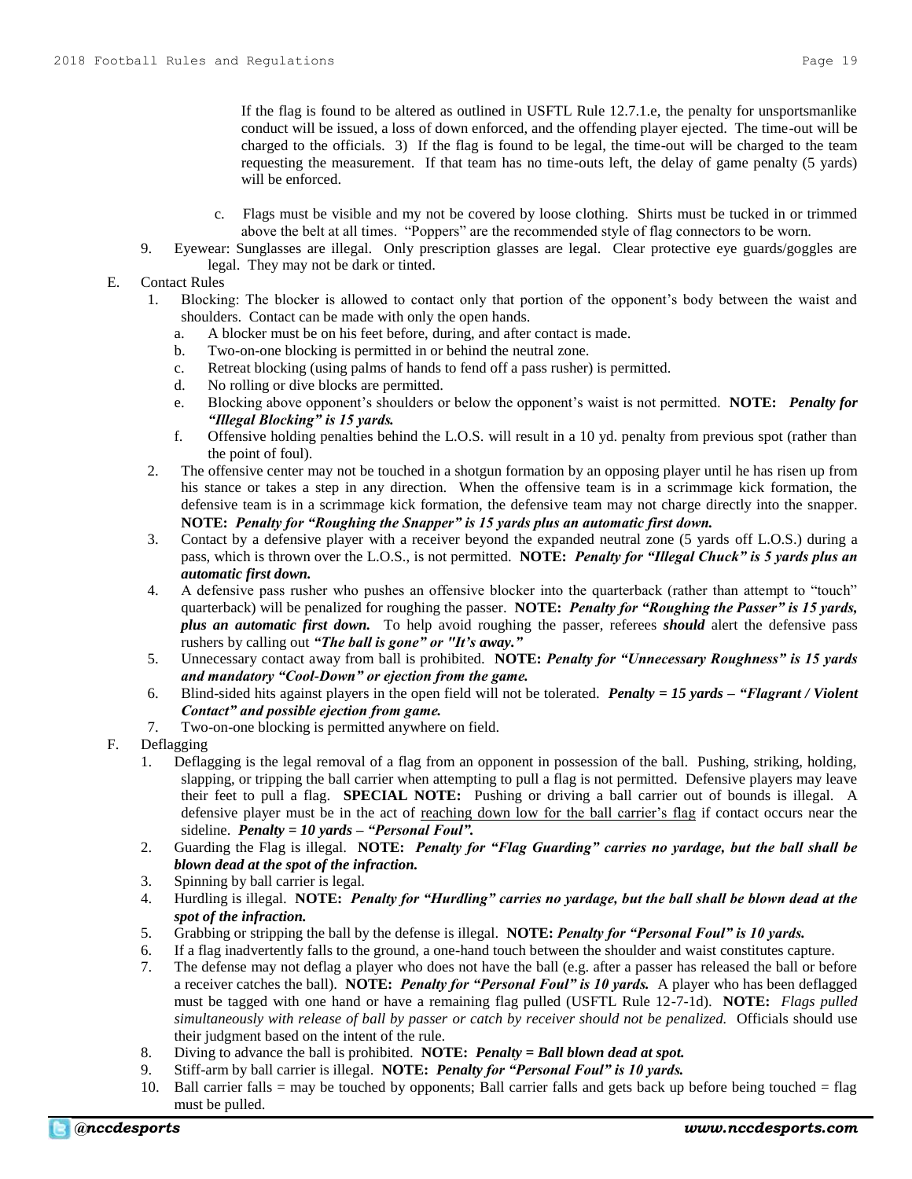If the flag is found to be altered as outlined in USFTL Rule 12.7.1.e, the penalty for unsportsmanlike conduct will be issued, a loss of down enforced, and the offending player ejected. The time-out will be charged to the officials. 3) If the flag is found to be legal, the time-out will be charged to the team requesting the measurement. If that team has no time-outs left, the delay of game penalty (5 yards) will be enforced.

c. Flags must be visible and my not be covered by loose clothing. Shirts must be tucked in or trimmed above the belt at all times. "Poppers" are the recommended style of flag connectors to be worn.

9. Eyewear: Sunglasses are illegal. Only prescription glasses are legal. Clear protective eye guards/goggles are legal. They may not be dark or tinted.

E. Contact Rules

1. Blocking: The blocker is allowed to contact only that portion of the opponent's body between the waist and shoulders. Contact can be made with only the open hands.
   a. A blocker must be on his feet before, during, and after contact is made.
   b. Two-on-one blocking is permitted in or behind the neutral zone.
   c. Retreat blocking (using palms of hands to fend off a pass rusher) is permitted.
   d. No rolling or dive blocks are permitted.
   e. Blocking above opponent's shoulders or below the opponent's waist is not permitted. **NOTE:** ***Penalty for "Illegal Blocking" is 15 yards.***
   f. Offensive holding penalties behind the L.O.S. will result in a 10 yd. penalty from previous spot (rather than the point of foul).
2. The offensive center may not be touched in a shotgun formation by an opposing player until he has risen up from his stance or takes a step in any direction. When the offensive team is in a scrimmage kick formation, the defensive team is in a scrimmage kick formation, the defensive team may not charge directly into the snapper. **NOTE:** ***Penalty for "Roughing the Snapper" is 15 yards plus an automatic first down.***
3. Contact by a defensive player with a receiver beyond the expanded neutral zone (5 yards off L.O.S.) during a pass, which is thrown over the L.O.S., is not permitted. **NOTE:** ***Penalty for "Illegal Chuck" is 5 yards plus an automatic first down.***
4. A defensive pass rusher who pushes an offensive blocker into the quarterback (rather than attempt to "touch" quarterback) will be penalized for roughing the passer. **NOTE:** ***Penalty for "Roughing the Passer" is 15 yards, plus an automatic first down.*** To help avoid roughing the passer, referees ***should*** alert the defensive pass rushers by calling out ***"The ball is gone" or "It's away."***
5. Unnecessary contact away from ball is prohibited. **NOTE:** ***Penalty for "Unnecessary Roughness" is 15 yards and mandatory "Cool-Down" or ejection from the game.***
6. Blind-sided hits against players in the open field will not be tolerated. ***Penalty = 15 yards – "Flagrant / Violent Contact" and possible ejection from game.***
7. Two-on-one blocking is permitted anywhere on field.

F. Deflagging

1. Deflagging is the legal removal of a flag from an opponent in possession of the ball. Pushing, striking, holding, slapping, or tripping the ball carrier when attempting to pull a flag is not permitted. Defensive players may leave their feet to pull a flag. **SPECIAL NOTE:** Pushing or driving a ball carrier out of bounds is illegal. A defensive player must be in the act of <u>reaching down low for the ball carrier's flag</u> if contact occurs near the sideline. ***Penalty = 10 yards – "Personal Foul".***
2. Guarding the Flag is illegal. **NOTE:** ***Penalty for "Flag Guarding" carries no yardage, but the ball shall be blown dead at the spot of the infraction.***
3. Spinning by ball carrier is legal.
4. Hurdling is illegal. **NOTE:** ***Penalty for "Hurdling" carries no yardage, but the ball shall be blown dead at the spot of the infraction.***
5. Grabbing or stripping the ball by the defense is illegal. **NOTE:** ***Penalty for "Personal Foul" is 10 yards.***
6. If a flag inadvertently falls to the ground, a one-hand touch between the shoulder and waist constitutes capture.
7. The defense may not deflag a player who does not have the ball (e.g. after a passer has released the ball or before a receiver catches the ball). **NOTE:** ***Penalty for "Personal Foul" is 10 yards.*** A player who has been deflagged must be tagged with one hand or have a remaining flag pulled (USFTL Rule 12-7-1d). **NOTE:** *Flags pulled simultaneously with release of ball by passer or catch by receiver should not be penalized.* Officials should use their judgment based on the intent of the rule.
8. Diving to advance the ball is prohibited. **NOTE:** ***Penalty = Ball blown dead at spot.***
9. Stiff-arm by ball carrier is illegal. **NOTE:** ***Penalty for "Personal Foul" is 10 yards.***
10. Ball carrier falls = may be touched by opponents; Ball carrier falls and gets back up before being touched = flag must be pulled.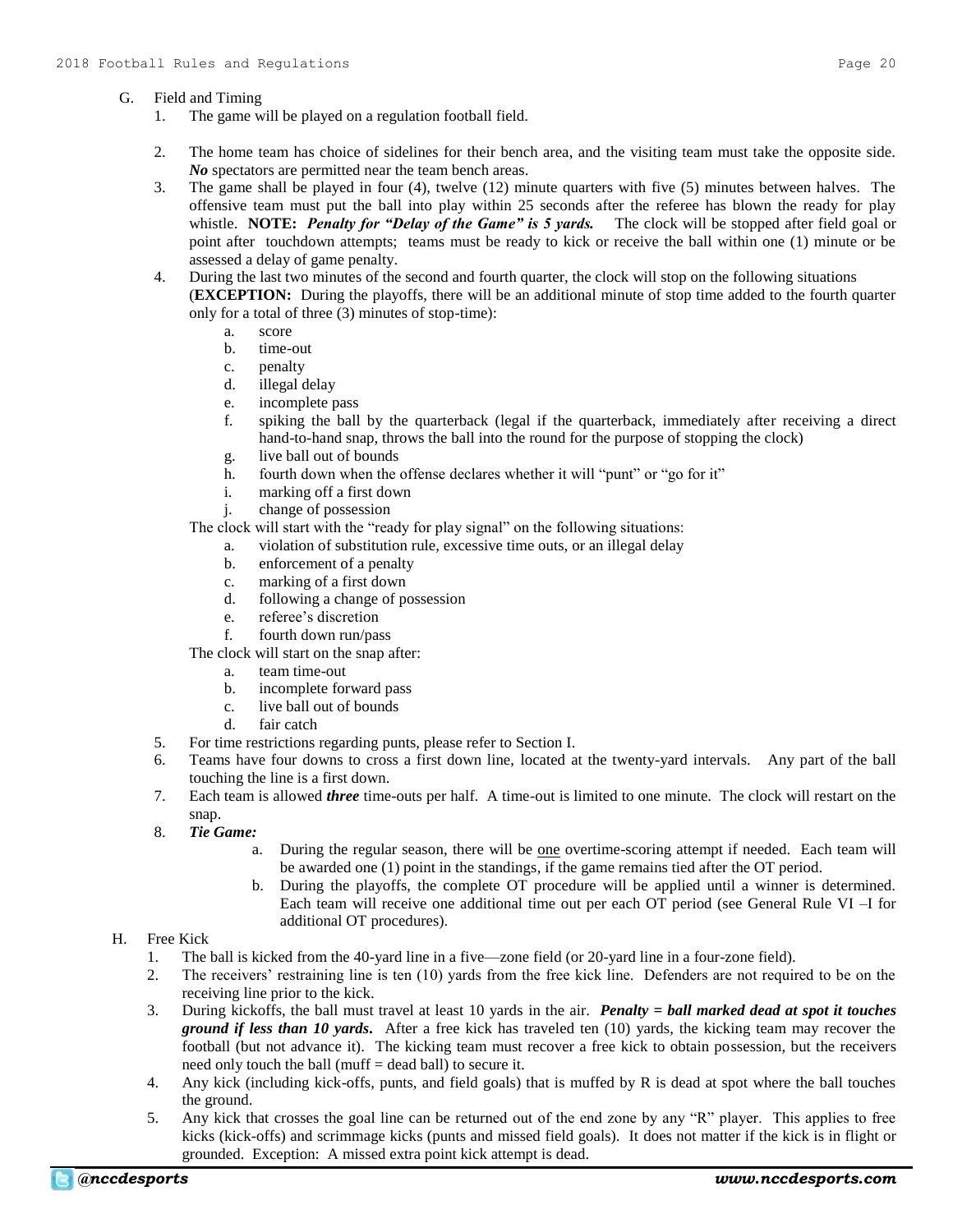G. Field and Timing

1. The game will be played on a regulation football field.

2. The home team has choice of sidelines for their bench area, and the visiting team must take the opposite side. ***No*** spectators are permitted near the team bench areas.
3. The game shall be played in four (4), twelve (12) minute quarters with five (5) minutes between halves. The offensive team must put the ball into play within 25 seconds after the referee has blown the ready for play whistle. **NOTE:** ***Penalty for "Delay of the Game" is 5 yards.*** The clock will be stopped after field goal or point after touchdown attempts; teams must be ready to kick or receive the ball within one (1) minute or be assessed a delay of game penalty.
4. During the last two minutes of the second and fourth quarter, the clock will stop on the following situations (**EXCEPTION:** During the playoffs, there will be an additional minute of stop time added to the fourth quarter only for a total of three (3) minutes of stop-time):
   - a. score
   - b. time-out
   - c. penalty
   - d. illegal delay
   - e. incomplete pass
   - f. spiking the ball by the quarterback (legal if the quarterback, immediately after receiving a direct hand-to-hand snap, throws the ball into the round for the purpose of stopping the clock)
   - g. live ball out of bounds
   - h. fourth down when the offense declares whether it will "punt" or "go for it"
   - i. marking off a first down
   - j. change of possession

   The clock will start with the "ready for play signal" on the following situations:
   - a. violation of substitution rule, excessive time outs, or an illegal delay
   - b. enforcement of a penalty
   - c. marking of a first down
   - d. following a change of possession
   - e. referee's discretion
   - f. fourth down run/pass

   The clock will start on the snap after:
   - a. team time-out
   - b. incomplete forward pass
   - c. live ball out of bounds
   - d. fair catch
5. For time restrictions regarding punts, please refer to Section I.
6. Teams have four downs to cross a first down line, located at the twenty-yard intervals. Any part of the ball touching the line is a first down.
7. Each team is allowed ***three*** time-outs per half. A time-out is limited to one minute. The clock will restart on the snap.
8. ***Tie Game:***
   - a. During the regular season, there will be <u>one</u> overtime-scoring attempt if needed. Each team will be awarded one (1) point in the standings, if the game remains tied after the OT period.
   - b. During the playoffs, the complete OT procedure will be applied until a winner is determined. Each team will receive one additional time out per each OT period (see General Rule VI –I for additional OT procedures).

H. Free Kick

1. The ball is kicked from the 40-yard line in a five—zone field (or 20-yard line in a four-zone field).
2. The receivers' restraining line is ten (10) yards from the free kick line. Defenders are not required to be on the receiving line prior to the kick.
3. During kickoffs, the ball must travel at least 10 yards in the air. ***Penalty = ball marked dead at spot it touches ground if less than 10 yards.*** After a free kick has traveled ten (10) yards, the kicking team may recover the football (but not advance it). The kicking team must recover a free kick to obtain possession, but the receivers need only touch the ball (muff = dead ball) to secure it.
4. Any kick (including kick-offs, punts, and field goals) that is muffed by R is dead at spot where the ball touches the ground.
5. Any kick that crosses the goal line can be returned out of the end zone by any "R" player. This applies to free kicks (kick-offs) and scrimmage kicks (punts and missed field goals). It does not matter if the kick is in flight or grounded. Exception: A missed extra point kick attempt is dead.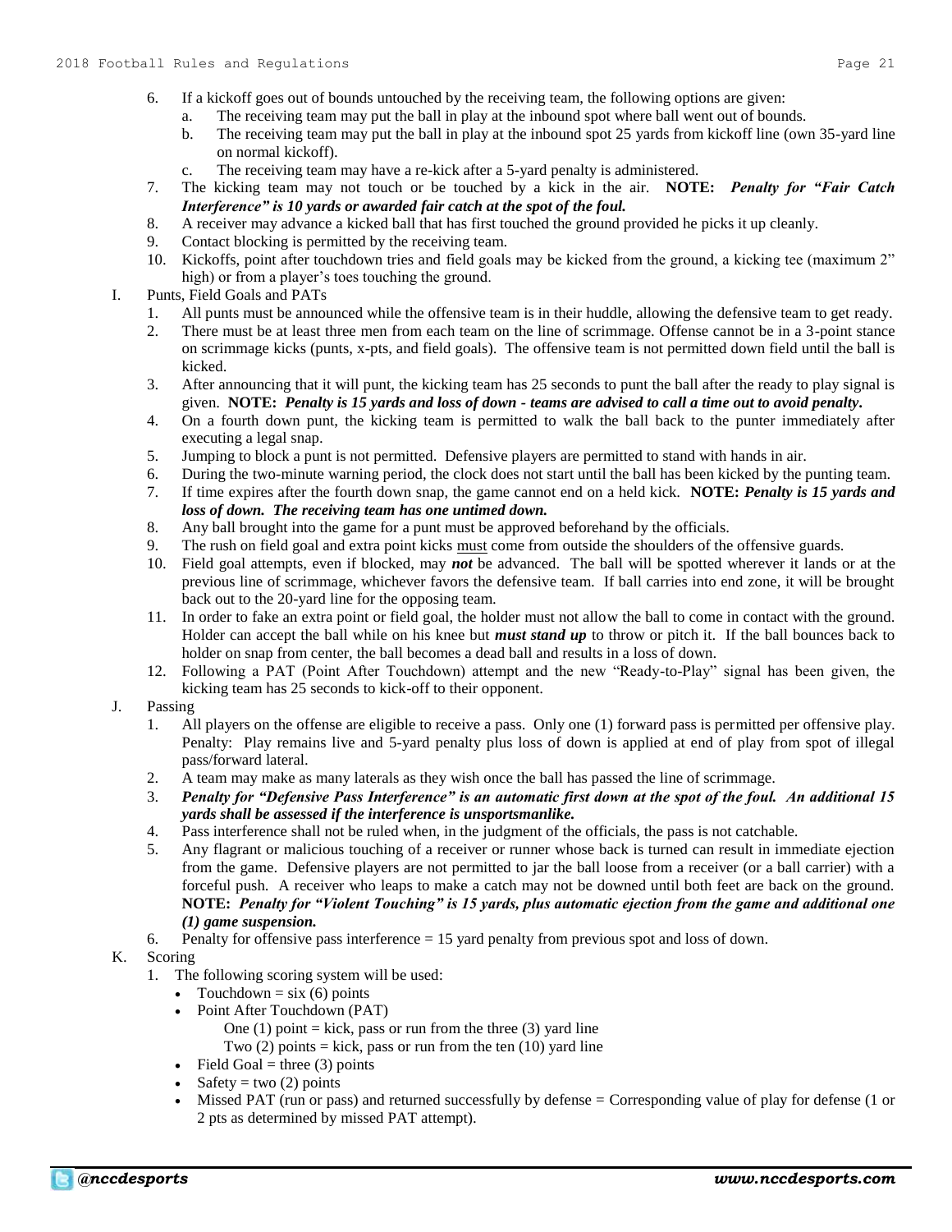6. If a kickoff goes out of bounds untouched by the receiving team, the following options are given:
   a. The receiving team may put the ball in play at the inbound spot where ball went out of bounds.
   b. The receiving team may put the ball in play at the inbound spot 25 yards from kickoff line (own 35-yard line on normal kickoff).
   c. The receiving team may have a re-kick after a 5-yard penalty is administered.
7. The kicking team may not touch or be touched by a kick in the air. **NOTE:** ***Penalty for "Fair Catch Interference" is 10 yards or awarded fair catch at the spot of the foul.***
8. A receiver may advance a kicked ball that has first touched the ground provided he picks it up cleanly.
9. Contact blocking is permitted by the receiving team.
10. Kickoffs, point after touchdown tries and field goals may be kicked from the ground, a kicking tee (maximum 2" high) or from a player's toes touching the ground.

I. Punts, Field Goals and PATs
   1. All punts must be announced while the offensive team is in their huddle, allowing the defensive team to get ready.
   2. There must be at least three men from each team on the line of scrimmage. Offense cannot be in a 3-point stance on scrimmage kicks (punts, x-pts, and field goals). The offensive team is not permitted down field until the ball is kicked.
   3. After announcing that it will punt, the kicking team has 25 seconds to punt the ball after the ready to play signal is given. **NOTE:** ***Penalty is 15 yards and loss of down - teams are advised to call a time out to avoid penalty.***
   4. On a fourth down punt, the kicking team is permitted to walk the ball back to the punter immediately after executing a legal snap.
   5. Jumping to block a punt is not permitted. Defensive players are permitted to stand with hands in air.
   6. During the two-minute warning period, the clock does not start until the ball has been kicked by the punting team.
   7. If time expires after the fourth down snap, the game cannot end on a held kick. **NOTE:** ***Penalty is 15 yards and loss of down. The receiving team has one untimed down.***
   8. Any ball brought into the game for a punt must be approved beforehand by the officials.
   9. The rush on field goal and extra point kicks <u>must</u> come from outside the shoulders of the offensive guards.
   10. Field goal attempts, even if blocked, may ***not*** be advanced. The ball will be spotted wherever it lands or at the previous line of scrimmage, whichever favors the defensive team. If ball carries into end zone, it will be brought back out to the 20-yard line for the opposing team.
   11. In order to fake an extra point or field goal, the holder must not allow the ball to come in contact with the ground. Holder can accept the ball while on his knee but ***must stand up*** to throw or pitch it. If the ball bounces back to holder on snap from center, the ball becomes a dead ball and results in a loss of down.
   12. Following a PAT (Point After Touchdown) attempt and the new "Ready-to-Play" signal has been given, the kicking team has 25 seconds to kick-off to their opponent.

J. Passing
   1. All players on the offense are eligible to receive a pass. Only one (1) forward pass is permitted per offensive play. Penalty: Play remains live and 5-yard penalty plus loss of down is applied at end of play from spot of illegal pass/forward lateral.
   2. A team may make as many laterals as they wish once the ball has passed the line of scrimmage.
   3. ***Penalty for "Defensive Pass Interference" is an automatic first down at the spot of the foul. An additional 15 yards shall be assessed if the interference is unsportsmanlike.***
   4. Pass interference shall not be ruled when, in the judgment of the officials, the pass is not catchable.
   5. Any flagrant or malicious touching of a receiver or runner whose back is turned can result in immediate ejection from the game. Defensive players are not permitted to jar the ball loose from a receiver (or a ball carrier) with a forceful push. A receiver who leaps to make a catch may not be downed until both feet are back on the ground. **NOTE:** ***Penalty for "Violent Touching" is 15 yards, plus automatic ejection from the game and additional one (1) game suspension.***
   6. Penalty for offensive pass interference = 15 yard penalty from previous spot and loss of down.

K. Scoring
   1. The following scoring system will be used:
      - Touchdown = six (6) points
      - Point After Touchdown (PAT)
        One (1) point = kick, pass or run from the three (3) yard line
        Two (2) points = kick, pass or run from the ten (10) yard line
      - Field Goal = three (3) points
      - Safety = two (2) points
      - Missed PAT (run or pass) and returned successfully by defense = Corresponding value of play for defense (1 or 2 pts as determined by missed PAT attempt).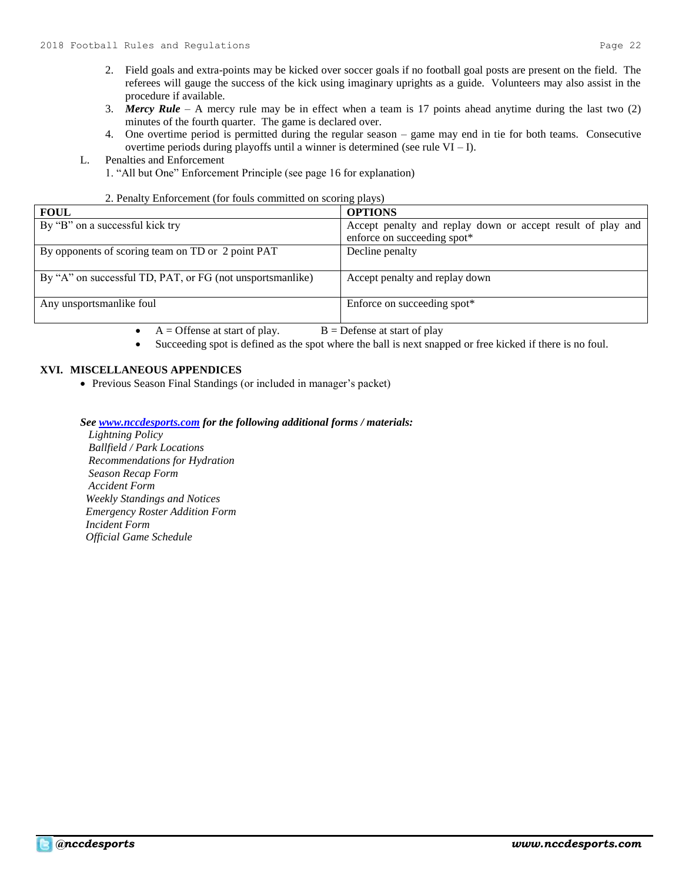2. Field goals and extra-points may be kicked over soccer goals if no football goal posts are present on the field. The referees will gauge the success of the kick using imaginary uprights as a guide. Volunteers may also assist in the procedure if available.
3. ***Mercy Rule*** – A mercy rule may be in effect when a team is 17 points ahead anytime during the last two (2) minutes of the fourth quarter. The game is declared over.
4. One overtime period is permitted during the regular season – game may end in tie for both teams. Consecutive overtime periods during playoffs until a winner is determined (see rule VI – I).

L. Penalties and Enforcement

1. "All but One" Enforcement Principle (see page 16 for explanation)

2. Penalty Enforcement (for fouls committed on scoring plays)

| **FOUL** | **OPTIONS** |
|---|---|
| By "B" on a successful kick try | Accept penalty and replay down or accept result of play and enforce on succeeding spot* |
| By opponents of scoring team on TD or 2 point PAT | Decline penalty |
| By "A" on successful TD, PAT, or FG (not unsportsmanlike) | Accept penalty and replay down |
| Any unsportsmanlike foul | Enforce on succeeding spot* |

- A = Offense at start of play. B = Defense at start of play
- Succeeding spot is defined as the spot where the ball is next snapped or free kicked if there is no foul.

## XVI. MISCELLANEOUS APPENDICES

- Previous Season Final Standings (or included in manager's packet)

***See www.nccdesports.com for the following additional forms / materials:***

*Lightning Policy*
*Ballfield / Park Locations*
*Recommendations for Hydration*
*Season Recap Form*
*Accident Form*
*Weekly Standings and Notices*
*Emergency Roster Addition Form*
*Incident Form*
*Official Game Schedule*